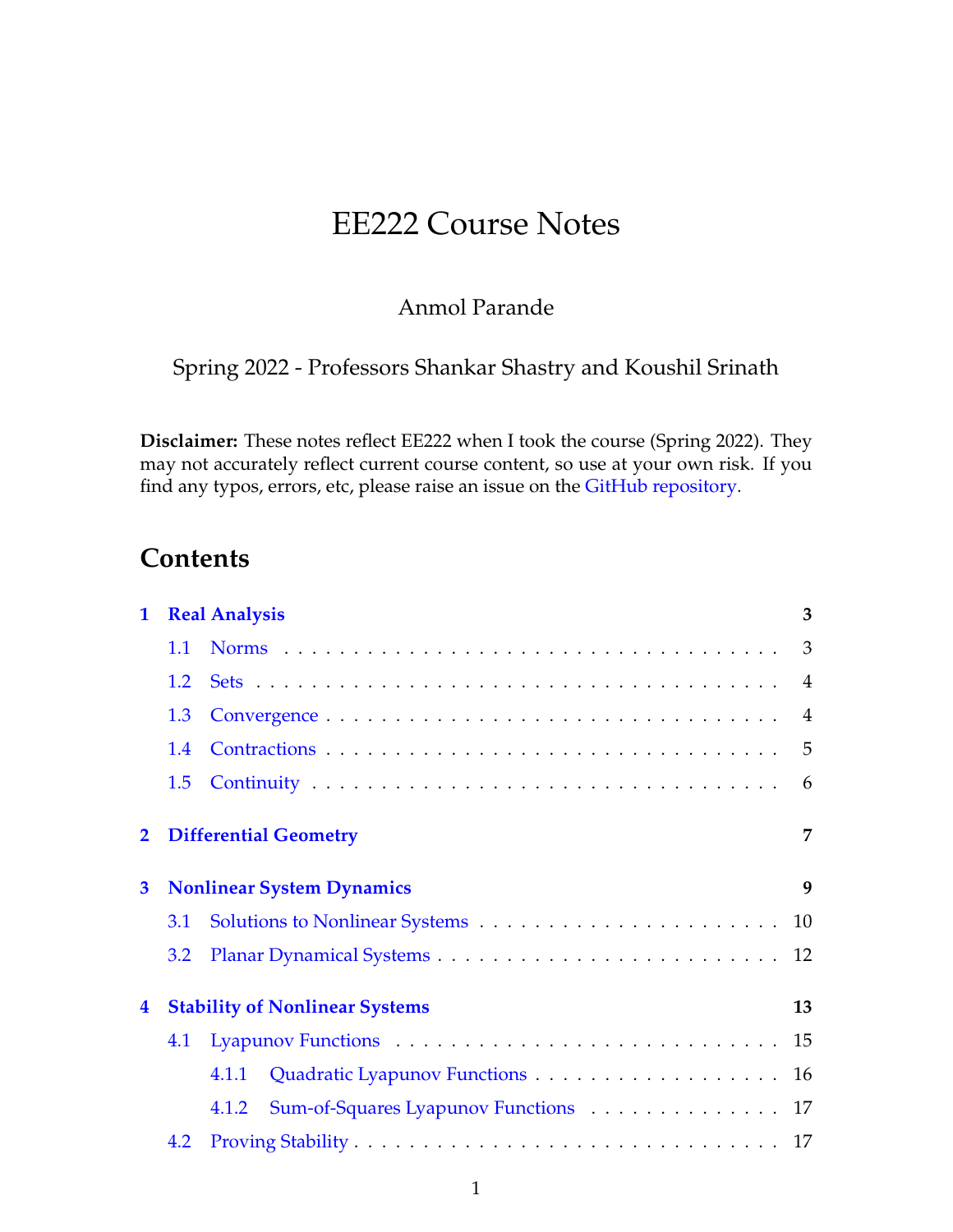# EE222 Course Notes

Anmol Parande

Spring 2022 - Professors Shankar Shastry and Koushil Srinath

**Disclaimer:** These notes reflect EE222 when I took the course (Spring 2022). They may not accurately reflect current course content, so use at your own risk. If you find any typos, errors, etc, please raise an issue on the GitHub repository.

## Contents

- **1 Real Analysis** — 3
  - 1.1 Norms — 3
  - 1.2 Sets — 4
  - 1.3 Convergence — 4
  - 1.4 Contractions — 5
  - 1.5 Continuity — 6
- **2 Differential Geometry** — 7
- **3 Nonlinear System Dynamics** — 9
  - 3.1 Solutions to Nonlinear Systems — 10
  - 3.2 Planar Dynamical Systems — 12
- **4 Stability of Nonlinear Systems** — 13
  - 4.1 Lyapunov Functions — 15
    - 4.1.1 Quadratic Lyapunov Functions — 16
    - 4.1.2 Sum-of-Squares Lyapunov Functions — 17
  - 4.2 Proving Stability — 17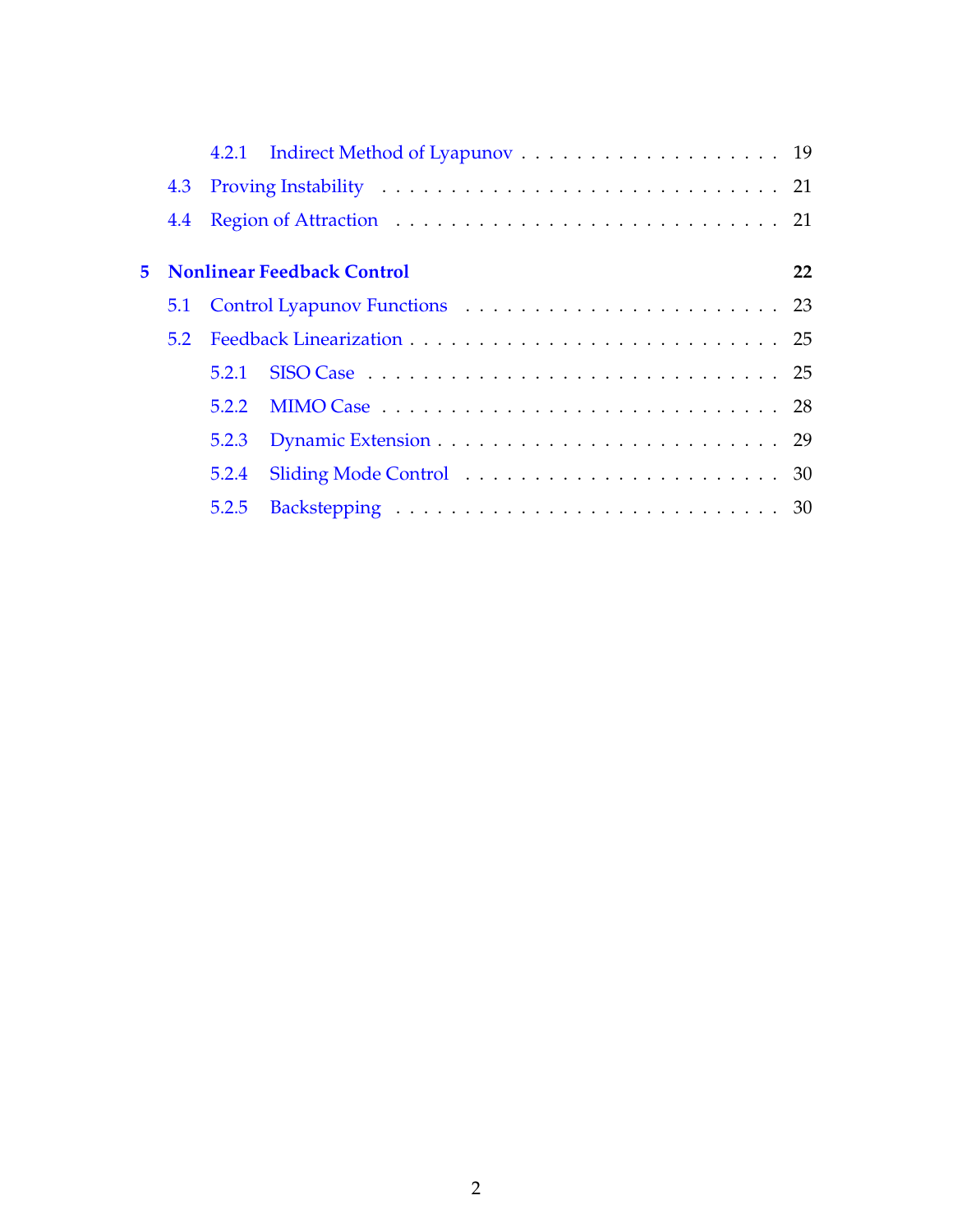- 4.2.1 Indirect Method of Lyapunov . . . . . . . . . . . . . . . . . . . 19
- 4.3 Proving Instability . . . . . . . . . . . . . . . . . . . . . . . . . . . 21
- 4.4 Region of Attraction . . . . . . . . . . . . . . . . . . . . . . . . . . 21

**5 Nonlinear Feedback Control** **22**

- 5.1 Control Lyapunov Functions . . . . . . . . . . . . . . . . . . . . . . 23
- 5.2 Feedback Linearization . . . . . . . . . . . . . . . . . . . . . . . . . 25
  - 5.2.1 SISO Case . . . . . . . . . . . . . . . . . . . . . . . . . . . . 25
  - 5.2.2 MIMO Case . . . . . . . . . . . . . . . . . . . . . . . . . . . 28
  - 5.2.3 Dynamic Extension . . . . . . . . . . . . . . . . . . . . . . . 29
  - 5.2.4 Sliding Mode Control . . . . . . . . . . . . . . . . . . . . . . 30
  - 5.2.5 Backstepping . . . . . . . . . . . . . . . . . . . . . . . . . . 30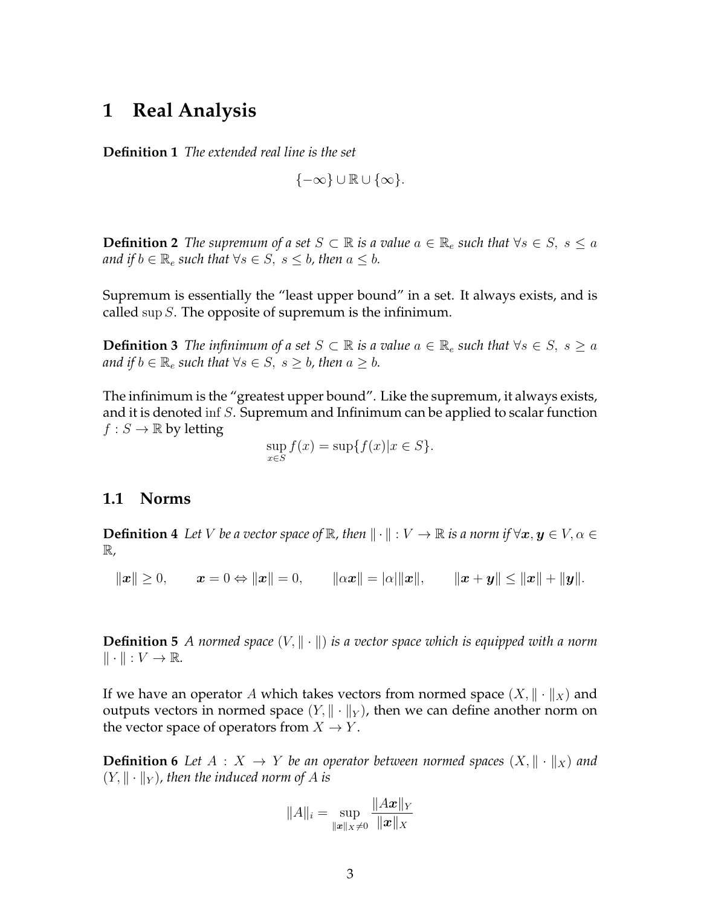# 1 Real Analysis

**Definition 1** *The extended real line is the set*

$$\{-\infty\} \cup \mathbb{R} \cup \{\infty\}.$$

**Definition 2** *The supremum of a set $S \subset \mathbb{R}$ is a value $a \in \mathbb{R}_e$ such that $\forall s \in S,\ s \leq a$ and if $b \in \mathbb{R}_e$ such that $\forall s \in S,\ s \leq b$, then $a \leq b$.*

Supremum is essentially the "least upper bound" in a set. It always exists, and is called $\sup S$. The opposite of supremum is the infinimum.

**Definition 3** *The infinimum of a set $S \subset \mathbb{R}$ is a value $a \in \mathbb{R}_e$ such that $\forall s \in S,\ s \geq a$ and if $b \in \mathbb{R}_e$ such that $\forall s \in S,\ s \geq b$, then $a \geq b$.*

The infinimum is the "greatest upper bound". Like the supremum, it always exists, and it is denoted $\inf S$. Supremum and Infinimum can be applied to scalar function $f : S \to \mathbb{R}$ by letting

$$\sup_{x \in S} f(x) = \sup\{f(x) | x \in S\}.$$

## 1.1 Norms

**Definition 4** *Let $V$ be a vector space of $\mathbb{R}$, then $\|\cdot\| : V \to \mathbb{R}$ is a norm if $\forall \boldsymbol{x}, \boldsymbol{y} \in V, \alpha \in \mathbb{R}$,*

$$\|\boldsymbol{x}\| \geq 0, \qquad \boldsymbol{x} = 0 \Leftrightarrow \|\boldsymbol{x}\| = 0, \qquad \|\alpha \boldsymbol{x}\| = |\alpha| \|\boldsymbol{x}\|, \qquad \|\boldsymbol{x} + \boldsymbol{y}\| \leq \|\boldsymbol{x}\| + \|\boldsymbol{y}\|.$$

**Definition 5** *A normed space $(V, \|\cdot\|)$ is a vector space which is equipped with a norm $\|\cdot\| : V \to \mathbb{R}$.*

If we have an operator $A$ which takes vectors from normed space $(X, \|\cdot\|_X)$ and outputs vectors in normed space $(Y, \|\cdot\|_Y)$, then we can define another norm on the vector space of operators from $X \to Y$.

**Definition 6** *Let $A : X \to Y$ be an operator between normed spaces $(X, \|\cdot\|_X)$ and $(Y, \|\cdot\|_Y)$, then the induced norm of $A$ is*

$$\|A\|_i = \sup_{\|\boldsymbol{x}\|_X \neq 0} \frac{\|A\boldsymbol{x}\|_Y}{\|\boldsymbol{x}\|_X}$$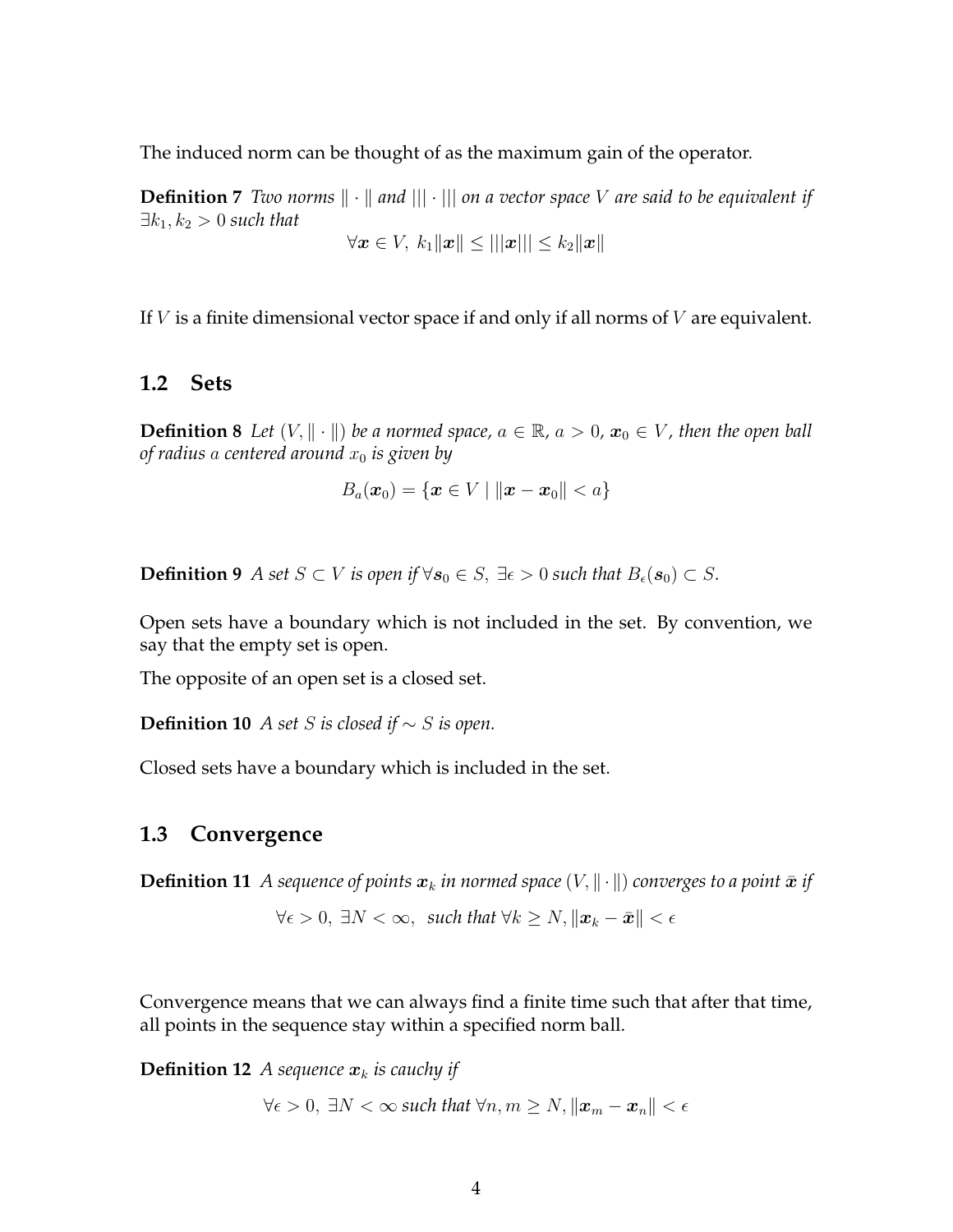The induced norm can be thought of as the maximum gain of the operator.

**Definition 7** *Two norms $\|\cdot\|$ and $|||\cdot|||$ on a vector space $V$ are said to be equivalent if $\exists k_1, k_2 > 0$ such that*

$$\forall \boldsymbol{x} \in V,\ k_1\|\boldsymbol{x}\| \leq |||\boldsymbol{x}||| \leq k_2\|\boldsymbol{x}\|$$

If $V$ is a finite dimensional vector space if and only if all norms of $V$ are equivalent.

## 1.2 Sets

**Definition 8** *Let $(V, \|\cdot\|)$ be a normed space, $a \in \mathbb{R}$, $a > 0$, $\boldsymbol{x}_0 \in V$, then the open ball of radius $a$ centered around $x_0$ is given by*

$$B_a(\boldsymbol{x}_0) = \{\boldsymbol{x} \in V \mid \|\boldsymbol{x} - \boldsymbol{x}_0\| < a\}$$

**Definition 9** *A set $S \subset V$ is open if $\forall \boldsymbol{s}_0 \in S$, $\exists \epsilon > 0$ such that $B_\epsilon(\boldsymbol{s}_0) \subset S$.*

Open sets have a boundary which is not included in the set. By convention, we say that the empty set is open.

The opposite of an open set is a closed set.

**Definition 10** *A set $S$ is closed if $\sim S$ is open.*

Closed sets have a boundary which is included in the set.

## 1.3 Convergence

**Definition 11** *A sequence of points $\boldsymbol{x}_k$ in normed space $(V, \|\cdot\|)$ converges to a point $\bar{\boldsymbol{x}}$ if*

$$\forall \epsilon > 0,\ \exists N < \infty,\ \text{ such that } \forall k \geq N, \|\boldsymbol{x}_k - \bar{\boldsymbol{x}}\| < \epsilon$$

Convergence means that we can always find a finite time such that after that time, all points in the sequence stay within a specified norm ball.

**Definition 12** *A sequence $\boldsymbol{x}_k$ is cauchy if*

$$\forall \epsilon > 0,\ \exists N < \infty \text{ such that } \forall n, m \geq N, \|\boldsymbol{x}_m - \boldsymbol{x}_n\| < \epsilon$$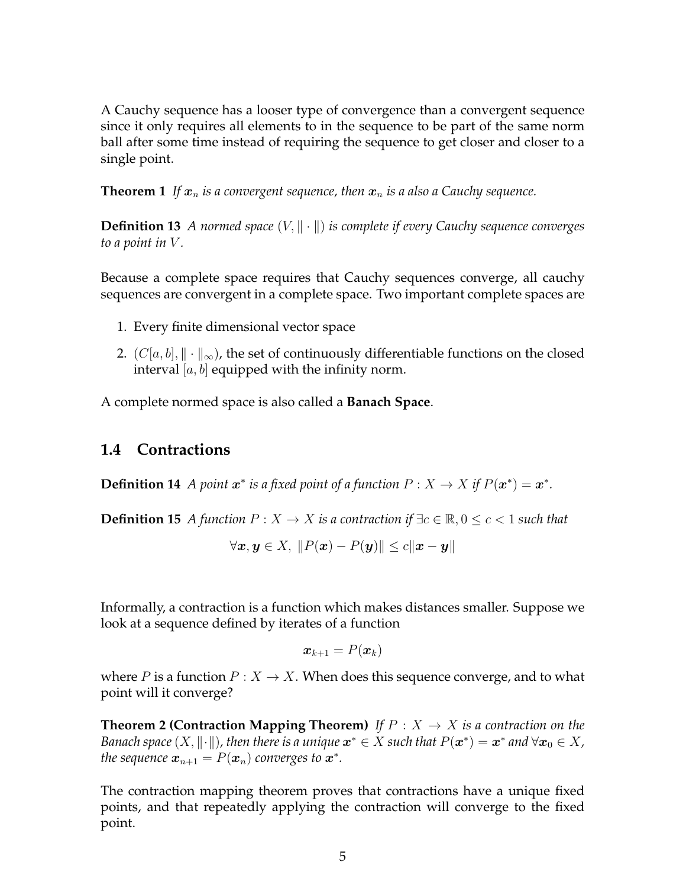A Cauchy sequence has a looser type of convergence than a convergent sequence since it only requires all elements to in the sequence to be part of the same norm ball after some time instead of requiring the sequence to get closer and closer to a single point.

**Theorem 1** *If $\boldsymbol{x}_n$ is a convergent sequence, then $\boldsymbol{x}_n$ is a also a Cauchy sequence.*

**Definition 13** *A normed space $(V, \|\cdot\|)$ is complete if every Cauchy sequence converges to a point in $V$.*

Because a complete space requires that Cauchy sequences converge, all cauchy sequences are convergent in a complete space. Two important complete spaces are

1. Every finite dimensional vector space
2. $(C[a,b], \|\cdot\|_\infty)$, the set of continuously differentiable functions on the closed interval $[a,b]$ equipped with the infinity norm.

A complete normed space is also called a **Banach Space**.

## 1.4 Contractions

**Definition 14** *A point $\boldsymbol{x}^*$ is a fixed point of a function $P : X \to X$ if $P(\boldsymbol{x}^*) = \boldsymbol{x}^*$.*

**Definition 15** *A function $P : X \to X$ is a contraction if $\exists c \in \mathbb{R}, 0 \leq c < 1$ such that*

$$\forall \boldsymbol{x}, \boldsymbol{y} \in X, \; \|P(\boldsymbol{x}) - P(\boldsymbol{y})\| \leq c\|\boldsymbol{x} - \boldsymbol{y}\|$$

Informally, a contraction is a function which makes distances smaller. Suppose we look at a sequence defined by iterates of a function

$$\boldsymbol{x}_{k+1} = P(\boldsymbol{x}_k)$$

where $P$ is a function $P : X \to X$. When does this sequence converge, and to what point will it converge?

**Theorem 2 (Contraction Mapping Theorem)** *If $P : X \to X$ is a contraction on the Banach space $(X, \|\cdot\|)$, then there is a unique $\boldsymbol{x}^* \in X$ such that $P(\boldsymbol{x}^*) = \boldsymbol{x}^*$ and $\forall \boldsymbol{x}_0 \in X$, the sequence $\boldsymbol{x}_{n+1} = P(\boldsymbol{x}_n)$ converges to $\boldsymbol{x}^*$.*

The contraction mapping theorem proves that contractions have a unique fixed points, and that repeatedly applying the contraction will converge to the fixed point.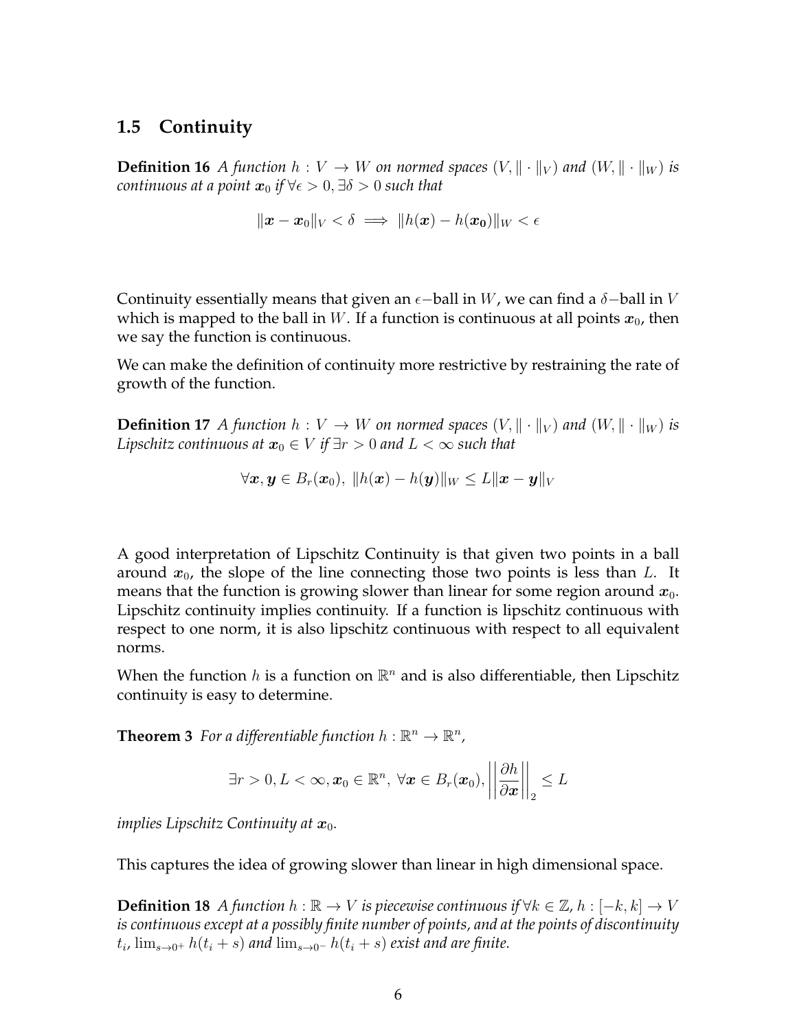## 1.5 Continuity

**Definition 16** *A function $h : V \to W$ on normed spaces $(V, \|\cdot\|_V)$ and $(W, \|\cdot\|_W)$ is continuous at a point $\boldsymbol{x}_0$ if $\forall \epsilon > 0, \exists \delta > 0$ such that*

$$\|\boldsymbol{x} - \boldsymbol{x}_0\|_V < \delta \implies \|h(\boldsymbol{x}) - h(\boldsymbol{x_0})\|_W < \epsilon$$

Continuity essentially means that given an $\epsilon-$ball in $W$, we can find a $\delta-$ball in $V$ which is mapped to the ball in $W$. If a function is continuous at all points $\boldsymbol{x}_0$, then we say the function is continuous.

We can make the definition of continuity more restrictive by restraining the rate of growth of the function.

**Definition 17** *A function $h : V \to W$ on normed spaces $(V, \|\cdot\|_V)$ and $(W, \|\cdot\|_W)$ is Lipschitz continuous at $\boldsymbol{x}_0 \in V$ if $\exists r > 0$ and $L < \infty$ such that*

$$\forall \boldsymbol{x}, \boldsymbol{y} \in B_r(\boldsymbol{x}_0),\ \|h(\boldsymbol{x}) - h(\boldsymbol{y})\|_W \leq L\|\boldsymbol{x} - \boldsymbol{y}\|_V$$

A good interpretation of Lipschitz Continuity is that given two points in a ball around $\boldsymbol{x}_0$, the slope of the line connecting those two points is less than $L$. It means that the function is growing slower than linear for some region around $\boldsymbol{x}_0$. Lipschitz continuity implies continuity. If a function is lipschitz continuous with respect to one norm, it is also lipschitz continuous with respect to all equivalent norms.

When the function $h$ is a function on $\mathbb{R}^n$ and is also differentiable, then Lipschitz continuity is easy to determine.

**Theorem 3** *For a differentiable function $h : \mathbb{R}^n \to \mathbb{R}^n$,*

$$\exists r > 0, L < \infty, \boldsymbol{x}_0 \in \mathbb{R}^n,\ \forall \boldsymbol{x} \in B_r(\boldsymbol{x}_0), \left|\left|\frac{\partial h}{\partial \boldsymbol{x}}\right|\right|_2 \leq L$$

*implies Lipschitz Continuity at $\boldsymbol{x}_0$.*

This captures the idea of growing slower than linear in high dimensional space.

**Definition 18** *A function $h : \mathbb{R} \to V$ is piecewise continuous if $\forall k \in \mathbb{Z}$, $h : [-k, k] \to V$ is continuous except at a possibly finite number of points, and at the points of discontinuity $t_i$, $\lim_{s \to 0^+} h(t_i + s)$ and $\lim_{s \to 0^-} h(t_i + s)$ exist and are finite.*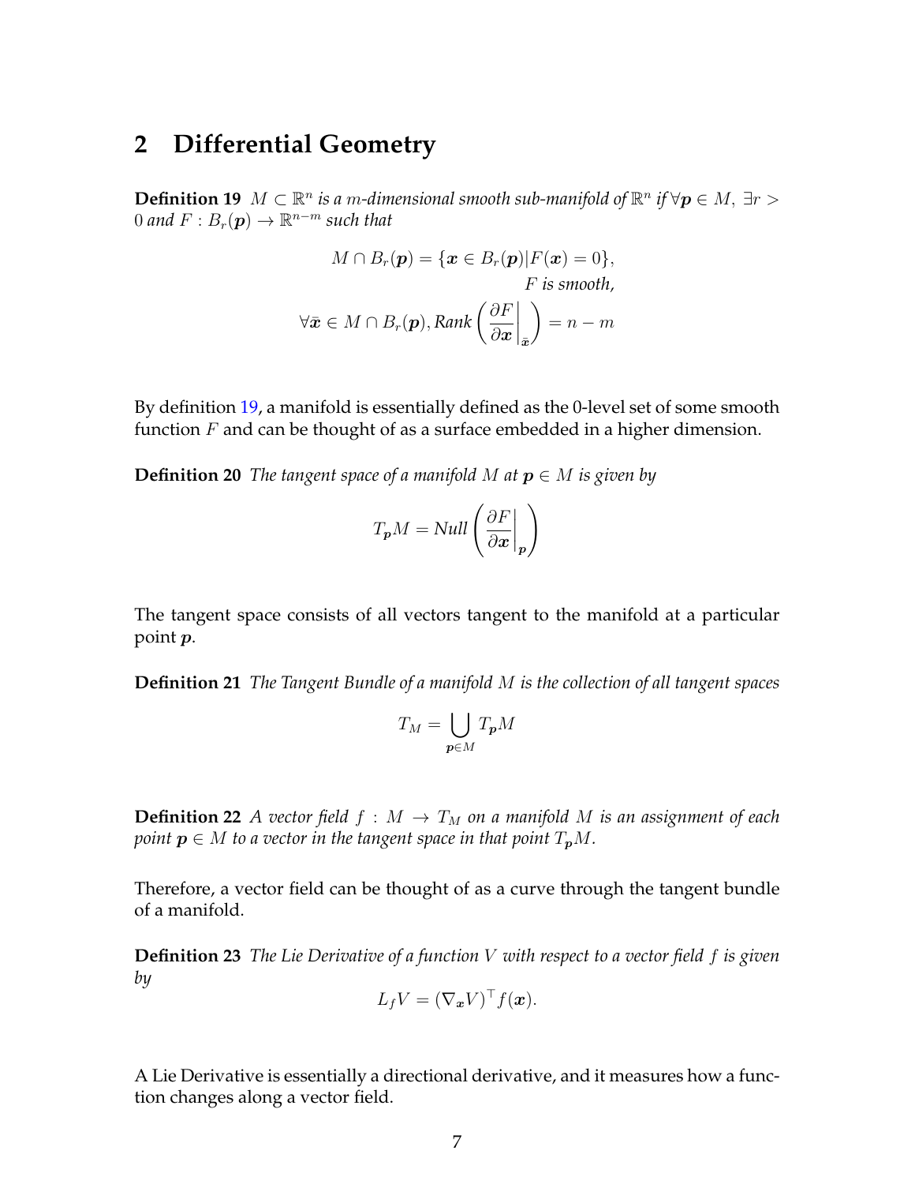## 2 Differential Geometry

**Definition 19** *$M \subset \mathbb{R}^n$ is a $m$-dimensional smooth sub-manifold of $\mathbb{R}^n$ if $\forall \boldsymbol{p} \in M$, $\exists r > 0$ and $F : B_r(\boldsymbol{p}) \to \mathbb{R}^{n-m}$ such that*

$$
\begin{aligned}
M \cap B_r(\boldsymbol{p}) = \{\boldsymbol{x} \in B_r(\boldsymbol{p}) | F(\boldsymbol{x}) = 0\}&, \\
F \text{ is smooth}&, \\
\forall \bar{\boldsymbol{x}} \in M \cap B_r(\boldsymbol{p}), \text{Rank}\left(\left.\frac{\partial F}{\partial \boldsymbol{x}}\right|_{\bar{\boldsymbol{x}}}\right) = n - m&
\end{aligned}
$$

By definition 19, a manifold is essentially defined as the 0-level set of some smooth function $F$ and can be thought of as a surface embedded in a higher dimension.

**Definition 20** *The tangent space of a manifold $M$ at $\boldsymbol{p} \in M$ is given by*

$$
T_{\boldsymbol{p}}M = \text{Null}\left(\left.\frac{\partial F}{\partial \boldsymbol{x}}\right|_{\boldsymbol{p}}\right)
$$

The tangent space consists of all vectors tangent to the manifold at a particular point $\boldsymbol{p}$.

**Definition 21** *The Tangent Bundle of a manifold $M$ is the collection of all tangent spaces*

$$
T_M = \bigcup_{\boldsymbol{p} \in M} T_{\boldsymbol{p}}M
$$

**Definition 22** *A vector field $f : M \to T_M$ on a manifold $M$ is an assignment of each point $\boldsymbol{p} \in M$ to a vector in the tangent space in that point $T_{\boldsymbol{p}}M$.*

Therefore, a vector field can be thought of as a curve through the tangent bundle of a manifold.

**Definition 23** *The Lie Derivative of a function $V$ with respect to a vector field $f$ is given by*

$$
L_f V = (\nabla_{\boldsymbol{x}} V)^\top f(\boldsymbol{x}).
$$

A Lie Derivative is essentially a directional derivative, and it measures how a function changes along a vector field.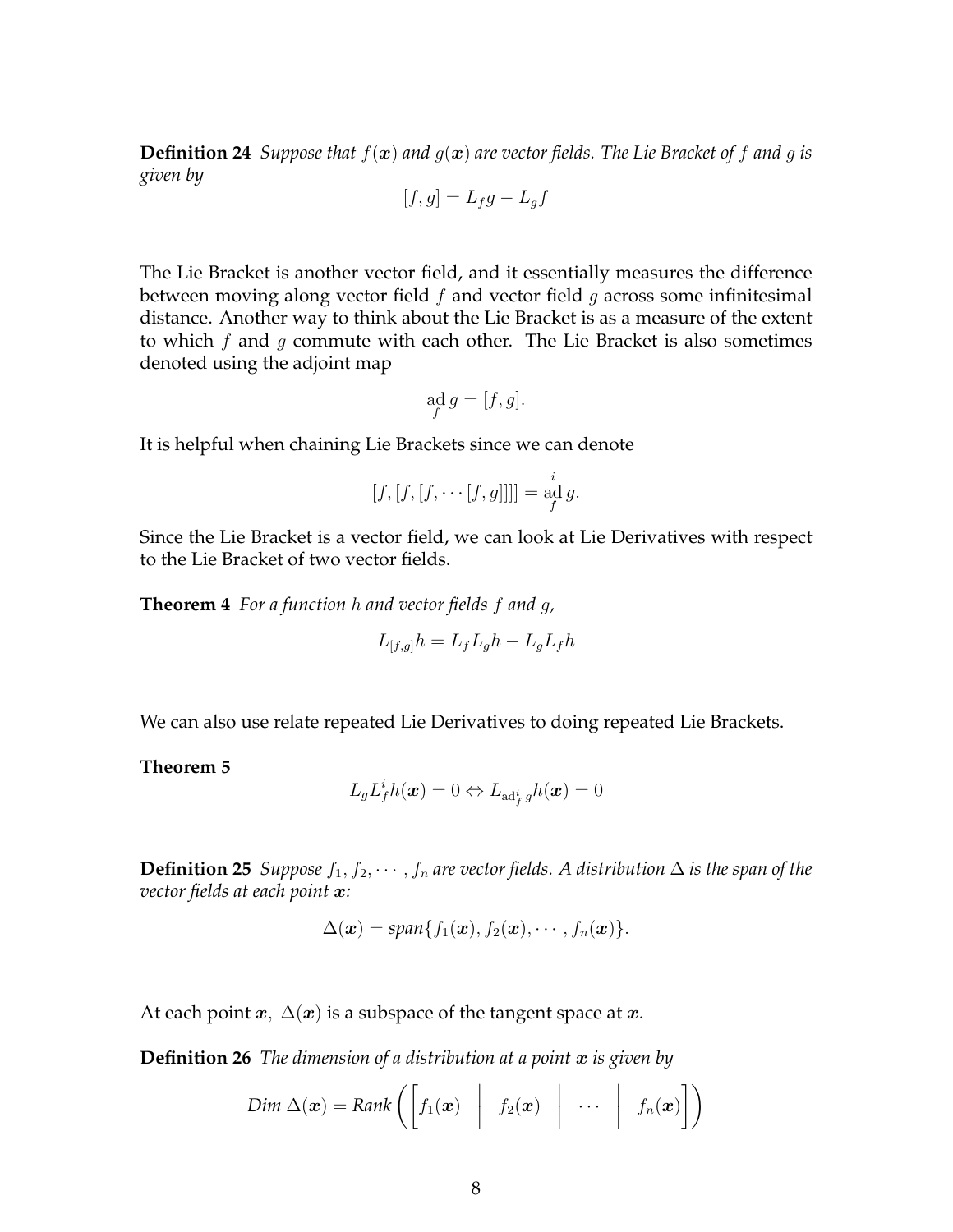**Definition 24** *Suppose that $f(\boldsymbol{x})$ and $g(\boldsymbol{x})$ are vector fields. The Lie Bracket of $f$ and $g$ is given by*

$$[f, g] = L_f g - L_g f$$

The Lie Bracket is another vector field, and it essentially measures the difference between moving along vector field $f$ and vector field $g$ across some infinitesimal distance. Another way to think about the Lie Bracket is as a measure of the extent to which $f$ and $g$ commute with each other. The Lie Bracket is also sometimes denoted using the adjoint map

$$\underset{f}{\text{ad}}\, g = [f, g].$$

It is helpful when chaining Lie Brackets since we can denote

$$[f, [f, [f, \cdots [f, g]]]] = \underset{f}{\overset{i}{\text{ad}}}\, g.$$

Since the Lie Bracket is a vector field, we can look at Lie Derivatives with respect to the Lie Bracket of two vector fields.

**Theorem 4** *For a function $h$ and vector fields $f$ and $g$,*

$$L_{[f,g]} h = L_f L_g h - L_g L_f h$$

We can also use relate repeated Lie Derivatives to doing repeated Lie Brackets.

**Theorem 5**

$$L_g L_f^i h(\boldsymbol{x}) = 0 \Leftrightarrow L_{\text{ad}_f^i g} h(\boldsymbol{x}) = 0$$

**Definition 25** *Suppose $f_1, f_2, \cdots, f_n$ are vector fields. A distribution $\Delta$ is the span of the vector fields at each point $\boldsymbol{x}$:*

$$\Delta(\boldsymbol{x}) = \textit{span}\{f_1(\boldsymbol{x}), f_2(\boldsymbol{x}), \cdots, f_n(\boldsymbol{x})\}.$$

At each point $\boldsymbol{x}$, $\Delta(\boldsymbol{x})$ is a subspace of the tangent space at $\boldsymbol{x}$.

**Definition 26** *The dimension of a distribution at a point $\boldsymbol{x}$ is given by*

$$\textit{Dim } \Delta(\boldsymbol{x}) = \textit{Rank}\left(\begin{bmatrix} f_1(\boldsymbol{x}) & \Big| & f_2(\boldsymbol{x}) & \Big| & \cdots & \Big| & f_n(\boldsymbol{x}) \end{bmatrix}\right)$$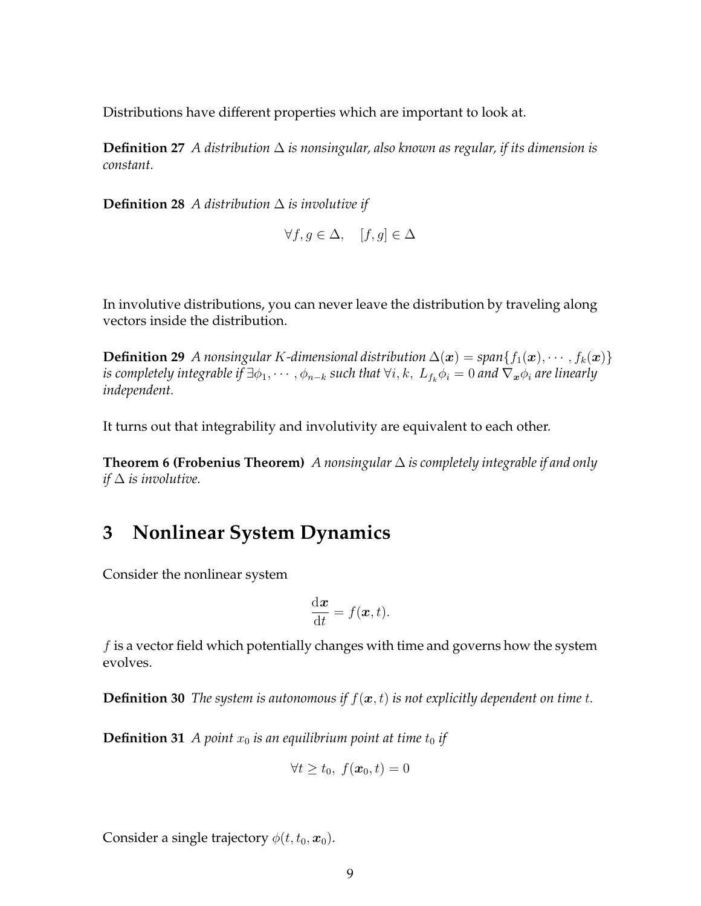Distributions have different properties which are important to look at.

**Definition 27** *A distribution $\Delta$ is nonsingular, also known as regular, if its dimension is constant.*

**Definition 28** *A distribution $\Delta$ is involutive if*

$$\forall f, g \in \Delta, \quad [f, g] \in \Delta$$

In involutive distributions, you can never leave the distribution by traveling along vectors inside the distribution.

**Definition 29** *A nonsingular $K$-dimensional distribution $\Delta(\boldsymbol{x}) = span\{f_1(\boldsymbol{x}), \cdots, f_k(\boldsymbol{x})\}$ is completely integrable if $\exists \phi_1, \cdots, \phi_{n-k}$ such that $\forall i, k, \; L_{f_k}\phi_i = 0$ and $\nabla_{\boldsymbol{x}}\phi_i$ are linearly independent.*

It turns out that integrability and involutivity are equivalent to each other.

**Theorem 6 (Frobenius Theorem)** *A nonsingular $\Delta$ is completely integrable if and only if $\Delta$ is involutive.*

# 3 Nonlinear System Dynamics

Consider the nonlinear system

$$\frac{\mathrm{d}\boldsymbol{x}}{\mathrm{d}t} = f(\boldsymbol{x}, t).$$

$f$ is a vector field which potentially changes with time and governs how the system evolves.

**Definition 30** *The system is autonomous if $f(\boldsymbol{x}, t)$ is not explicitly dependent on time $t$.*

**Definition 31** *A point $x_0$ is an equilibrium point at time $t_0$ if*

$$\forall t \geq t_0, \; f(\boldsymbol{x}_0, t) = 0$$

Consider a single trajectory $\phi(t, t_0, \boldsymbol{x}_0)$.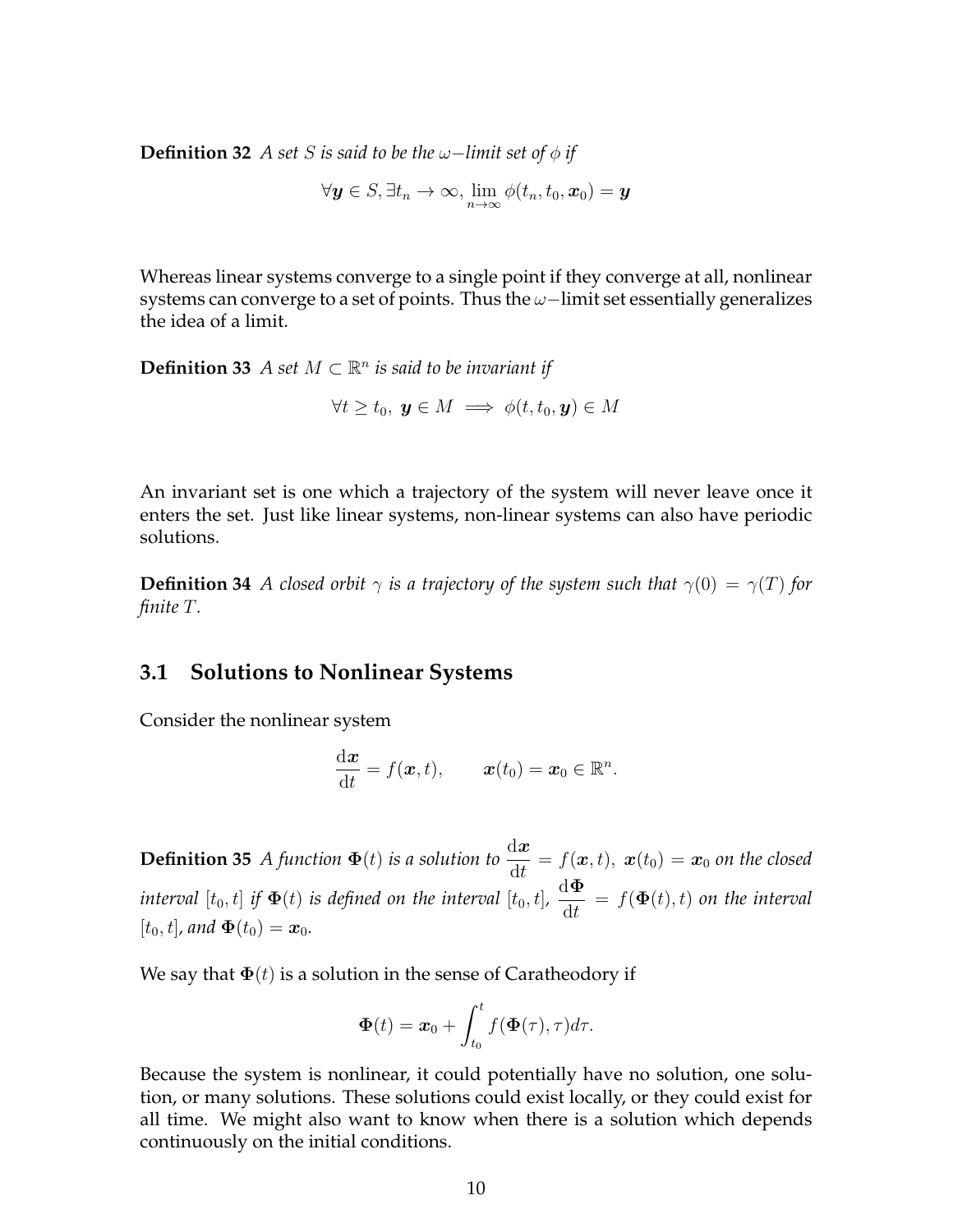**Definition 32** *A set $S$ is said to be the $\omega-$limit set of $\phi$ if*

$$\forall \boldsymbol{y} \in S, \exists t_n \to \infty, \lim_{n\to\infty} \phi(t_n, t_0, \boldsymbol{x}_0) = \boldsymbol{y}$$

Whereas linear systems converge to a single point if they converge at all, nonlinear systems can converge to a set of points. Thus the $\omega-$limit set essentially generalizes the idea of a limit.

**Definition 33** *A set $M \subset \mathbb{R}^n$ is said to be invariant if*

$$\forall t \geq t_0, \ \boldsymbol{y} \in M \implies \phi(t, t_0, \boldsymbol{y}) \in M$$

An invariant set is one which a trajectory of the system will never leave once it enters the set. Just like linear systems, non-linear systems can also have periodic solutions.

**Definition 34** *A closed orbit $\gamma$ is a trajectory of the system such that $\gamma(0) = \gamma(T)$ for finite $T$.*

## 3.1 Solutions to Nonlinear Systems

Consider the nonlinear system

$$\frac{\mathrm{d}\boldsymbol{x}}{\mathrm{d}t} = f(\boldsymbol{x}, t), \qquad \boldsymbol{x}(t_0) = \boldsymbol{x}_0 \in \mathbb{R}^n.$$

**Definition 35** *A function $\boldsymbol{\Phi}(t)$ is a solution to $\frac{\mathrm{d}\boldsymbol{x}}{\mathrm{d}t} = f(\boldsymbol{x}, t), \ \boldsymbol{x}(t_0) = \boldsymbol{x}_0$ on the closed interval $[t_0, t]$ if $\boldsymbol{\Phi}(t)$ is defined on the interval $[t_0, t]$, $\frac{\mathrm{d}\boldsymbol{\Phi}}{\mathrm{d}t} = f(\boldsymbol{\Phi}(t), t)$ on the interval $[t_0, t]$, and $\boldsymbol{\Phi}(t_0) = \boldsymbol{x}_0$.*

We say that $\boldsymbol{\Phi}(t)$ is a solution in the sense of Caratheodory if

$$\boldsymbol{\Phi}(t) = \boldsymbol{x}_0 + \int_{t_0}^{t} f(\boldsymbol{\Phi}(\tau), \tau) d\tau.$$

Because the system is nonlinear, it could potentially have no solution, one solution, or many solutions. These solutions could exist locally, or they could exist for all time. We might also want to know when there is a solution which depends continuously on the initial conditions.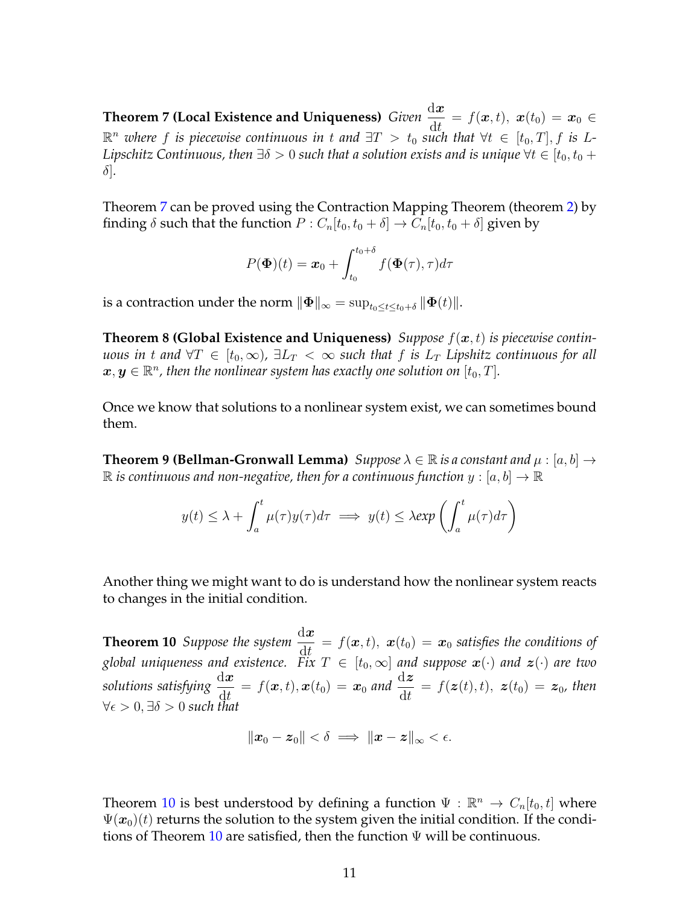**Theorem 7 (Local Existence and Uniqueness)** *Given* $\frac{\mathrm{d}\boldsymbol{x}}{\mathrm{d}t} = f(\boldsymbol{x}, t),\ \boldsymbol{x}(t_0) = \boldsymbol{x}_0 \in \mathbb{R}^n$ *where* $f$ *is piecewise continuous in* $t$ *and* $\exists T > t_0$ *such that* $\forall t \in [t_0, T], f$ *is L-Lipschitz Continuous, then* $\exists \delta > 0$ *such that a solution exists and is unique* $\forall t \in [t_0, t_0 + \delta]$*.*

Theorem 7 can be proved using the Contraction Mapping Theorem (theorem 2) by finding $\delta$ such that the function $P : C_n[t_0, t_0 + \delta] \to C_n[t_0, t_0 + \delta]$ given by

$$P(\boldsymbol{\Phi})(t) = \boldsymbol{x}_0 + \int_{t_0}^{t_0+\delta} f(\boldsymbol{\Phi}(\tau), \tau) d\tau$$

is a contraction under the norm $\|\boldsymbol{\Phi}\|_\infty = \sup_{t_0 \le t \le t_0+\delta} \|\boldsymbol{\Phi}(t)\|$.

**Theorem 8 (Global Existence and Uniqueness)** *Suppose* $f(\boldsymbol{x}, t)$ *is piecewise continuous in* $t$ *and* $\forall T \in [t_0, \infty)$*,* $\exists L_T < \infty$ *such that* $f$ *is* $L_T$ *Lipshitz continuous for all* $\boldsymbol{x}, \boldsymbol{y} \in \mathbb{R}^n$*, then the nonlinear system has exactly one solution on* $[t_0, T]$*.*

Once we know that solutions to a nonlinear system exist, we can sometimes bound them.

**Theorem 9 (Bellman-Gronwall Lemma)** *Suppose* $\lambda \in \mathbb{R}$ *is a constant and* $\mu : [a, b] \to \mathbb{R}$ *is continuous and non-negative, then for a continuous function* $y : [a, b] \to \mathbb{R}$

$$y(t) \le \lambda + \int_a^t \mu(\tau) y(\tau) d\tau \implies y(t) \le \lambda exp\left(\int_a^t \mu(\tau) d\tau\right)$$

Another thing we might want to do is understand how the nonlinear system reacts to changes in the initial condition.

**Theorem 10** *Suppose the system* $\frac{\mathrm{d}\boldsymbol{x}}{\mathrm{d}t} = f(\boldsymbol{x}, t),\ \boldsymbol{x}(t_0) = \boldsymbol{x}_0$ *satisfies the conditions of global uniqueness and existence. Fix* $T \in [t_0, \infty]$ *and suppose* $\boldsymbol{x}(\cdot)$ *and* $\boldsymbol{z}(\cdot)$ *are two solutions satisfying* $\frac{\mathrm{d}\boldsymbol{x}}{\mathrm{d}t} = f(\boldsymbol{x}, t), \boldsymbol{x}(t_0) = \boldsymbol{x}_0$ *and* $\frac{\mathrm{d}\boldsymbol{z}}{\mathrm{d}t} = f(\boldsymbol{z}(t), t),\ \boldsymbol{z}(t_0) = \boldsymbol{z}_0$*, then* $\forall \epsilon > 0, \exists \delta > 0$ *such that*

$$\|\boldsymbol{x}_0 - \boldsymbol{z}_0\| < \delta \implies \|\boldsymbol{x} - \boldsymbol{z}\|_\infty < \epsilon.$$

Theorem 10 is best understood by defining a function $\Psi : \mathbb{R}^n \to C_n[t_0, t]$ where $\Psi(\boldsymbol{x}_0)(t)$ returns the solution to the system given the initial condition. If the conditions of Theorem 10 are satisfied, then the function $\Psi$ will be continuous.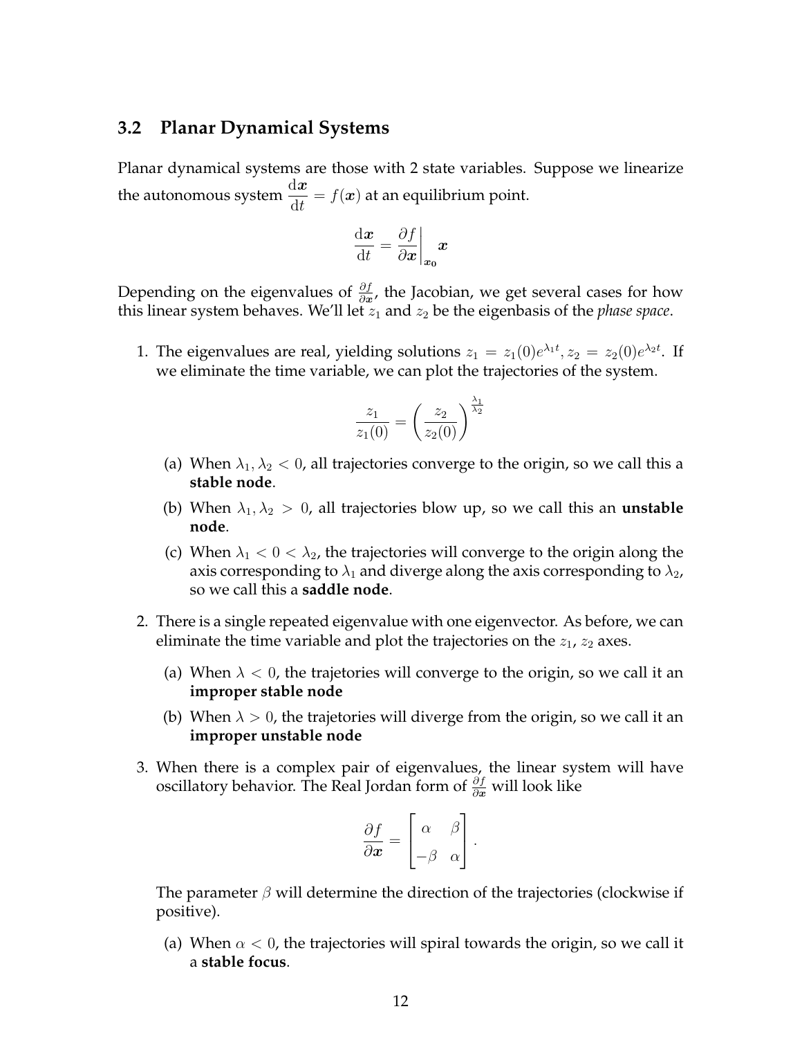### 3.2 Planar Dynamical Systems

Planar dynamical systems are those with 2 state variables. Suppose we linearize the autonomous system $\frac{\mathrm{d}\boldsymbol{x}}{\mathrm{d}t} = f(\boldsymbol{x})$ at an equilibrium point.

$$\frac{\mathrm{d}\boldsymbol{x}}{\mathrm{d}t} = \left.\frac{\partial f}{\partial \boldsymbol{x}}\right|_{\boldsymbol{x_0}} \boldsymbol{x}$$

Depending on the eigenvalues of $\frac{\partial f}{\partial \boldsymbol{x}}$, the Jacobian, we get several cases for how this linear system behaves. We'll let $z_1$ and $z_2$ be the eigenbasis of the *phase space*.

1. The eigenvalues are real, yielding solutions $z_1 = z_1(0)e^{\lambda_1 t}, z_2 = z_2(0)e^{\lambda_2 t}$. If we eliminate the time variable, we can plot the trajectories of the system.

$$\frac{z_1}{z_1(0)} = \left(\frac{z_2}{z_2(0)}\right)^{\frac{\lambda_1}{\lambda_2}}$$

   (a) When $\lambda_1, \lambda_2 < 0$, all trajectories converge to the origin, so we call this a **stable node**.

   (b) When $\lambda_1, \lambda_2 > 0$, all trajectories blow up, so we call this an **unstable node**.

   (c) When $\lambda_1 < 0 < \lambda_2$, the trajectories will converge to the origin along the axis corresponding to $\lambda_1$ and diverge along the axis corresponding to $\lambda_2$, so we call this a **saddle node**.

2. There is a single repeated eigenvalue with one eigenvector. As before, we can eliminate the time variable and plot the trajectories on the $z_1$, $z_2$ axes.

   (a) When $\lambda < 0$, the trajetories will converge to the origin, so we call it an **improper stable node**

   (b) When $\lambda > 0$, the trajetories will diverge from the origin, so we call it an **improper unstable node**

3. When there is a complex pair of eigenvalues, the linear system will have oscillatory behavior. The Real Jordan form of $\frac{\partial f}{\partial \boldsymbol{x}}$ will look like

$$\frac{\partial f}{\partial \boldsymbol{x}} = \begin{bmatrix} \alpha & \beta \\ -\beta & \alpha \end{bmatrix}.$$

   The parameter $\beta$ will determine the direction of the trajectories (clockwise if positive).

   (a) When $\alpha < 0$, the trajectories will spiral towards the origin, so we call it a **stable focus**.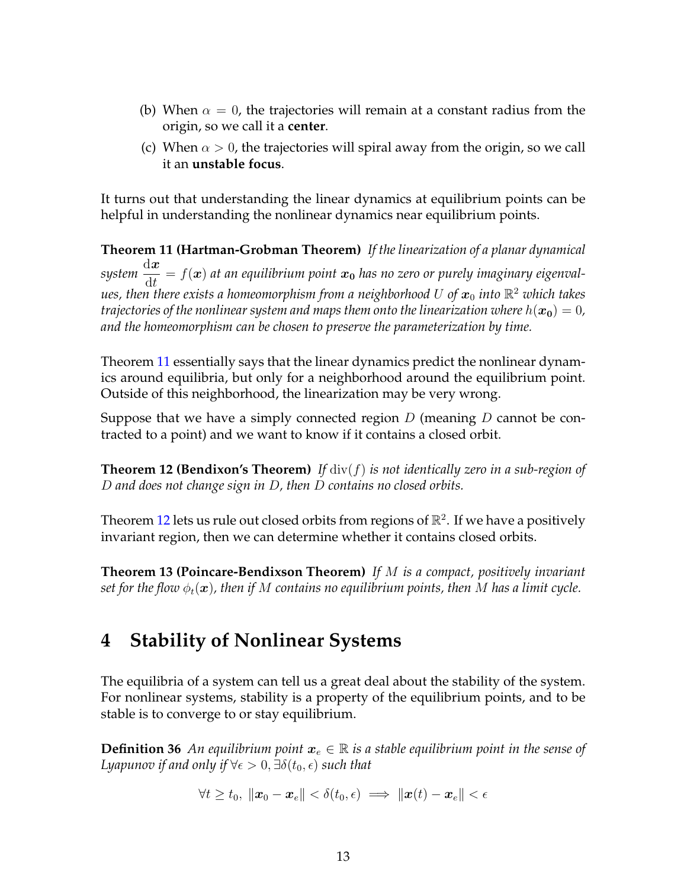(b) When $\alpha = 0$, the trajectories will remain at a constant radius from the origin, so we call it a **center**.

(c) When $\alpha > 0$, the trajectories will spiral away from the origin, so we call it an **unstable focus**.

It turns out that understanding the linear dynamics at equilibrium points can be helpful in understanding the nonlinear dynamics near equilibrium points.

**Theorem 11 (Hartman-Grobman Theorem)** *If the linearization of a planar dynamical system $\frac{\mathrm{d}\boldsymbol{x}}{\mathrm{d}t} = f(\boldsymbol{x})$ at an equilibrium point $\boldsymbol{x_0}$ has no zero or purely imaginary eigenvalues, then there exists a homeomorphism from a neighborhood $U$ of $\boldsymbol{x}_0$ into $\mathbb{R}^2$ which takes trajectories of the nonlinear system and maps them onto the linearization where $h(\boldsymbol{x_0}) = 0$, and the homeomorphism can be chosen to preserve the parameterization by time.*

Theorem 11 essentially says that the linear dynamics predict the nonlinear dynamics around equilibria, but only for a neighborhood around the equilibrium point. Outside of this neighborhood, the linearization may be very wrong.

Suppose that we have a simply connected region $D$ (meaning $D$ cannot be contracted to a point) and we want to know if it contains a closed orbit.

**Theorem 12 (Bendixon's Theorem)** *If $\operatorname{div}(f)$ is not identically zero in a sub-region of $D$ and does not change sign in $D$, then $D$ contains no closed orbits.*

Theorem 12 lets us rule out closed orbits from regions of $\mathbb{R}^2$. If we have a positively invariant region, then we can determine whether it contains closed orbits.

**Theorem 13 (Poincare-Bendixson Theorem)** *If $M$ is a compact, positively invariant set for the flow $\phi_t(\boldsymbol{x})$, then if $M$ contains no equilibrium points, then $M$ has a limit cycle.*

# 4 Stability of Nonlinear Systems

The equilibria of a system can tell us a great deal about the stability of the system. For nonlinear systems, stability is a property of the equilibrium points, and to be stable is to converge to or stay equilibrium.

**Definition 36** *An equilibrium point $\boldsymbol{x}_e \in \mathbb{R}$ is a stable equilibrium point in the sense of Lyapunov if and only if $\forall \epsilon > 0, \exists \delta(t_0, \epsilon)$ such that*

$$\forall t \geq t_0,\ \|\boldsymbol{x}_0 - \boldsymbol{x}_e\| < \delta(t_0, \epsilon) \implies \|\boldsymbol{x}(t) - \boldsymbol{x}_e\| < \epsilon$$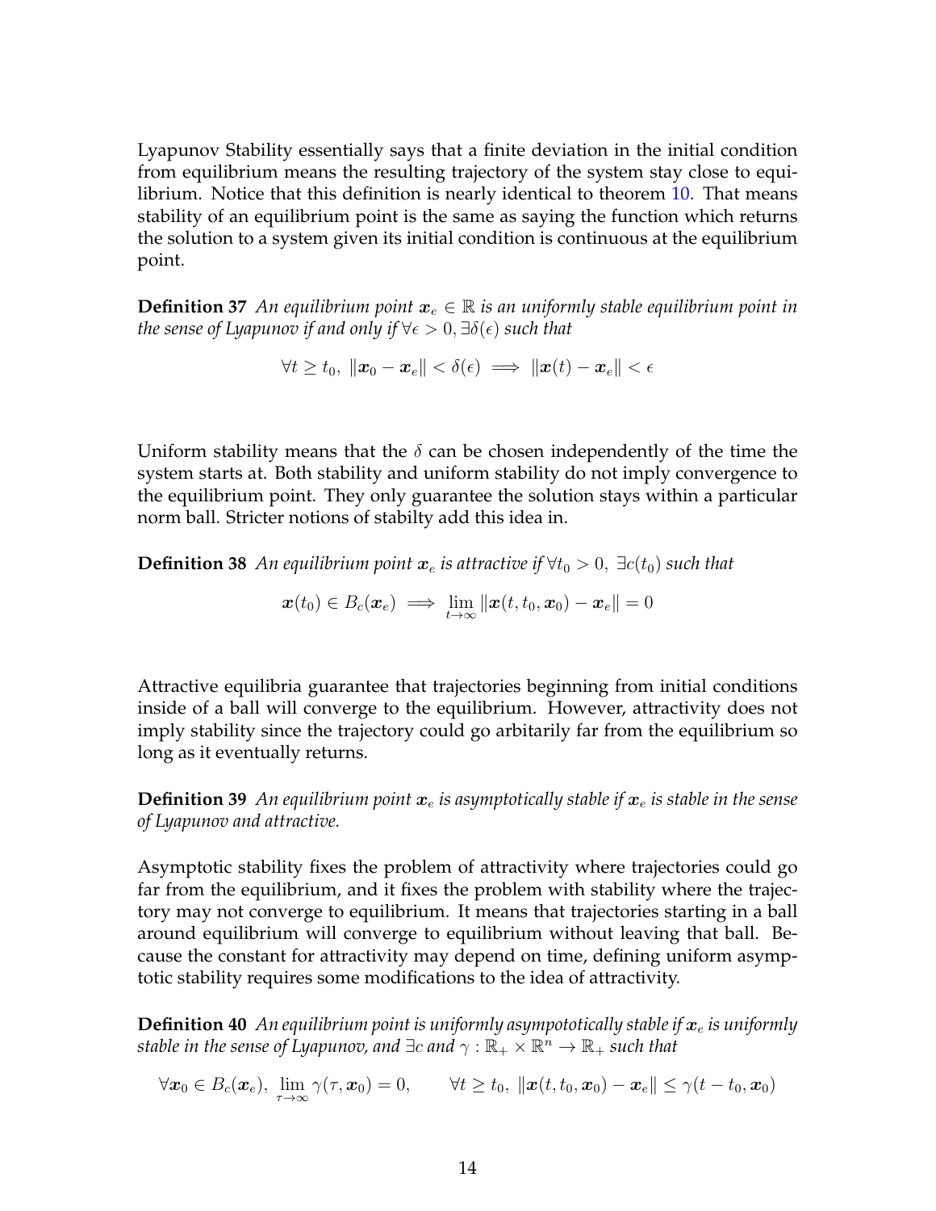Lyapunov Stability essentially says that a finite deviation in the initial condition from equilibrium means the resulting trajectory of the system stay close to equilibrium. Notice that this definition is nearly identical to theorem 10. That means stability of an equilibrium point is the same as saying the function which returns the solution to a system given its initial condition is continuous at the equilibrium point.

**Definition 37** *An equilibrium point $\boldsymbol{x}_e \in \mathbb{R}$ is an uniformly stable equilibrium point in the sense of Lyapunov if and only if $\forall \epsilon > 0, \exists \delta(\epsilon)$ such that*

$$\forall t \geq t_0,\ \|\boldsymbol{x}_0 - \boldsymbol{x}_e\| < \delta(\epsilon) \implies \|\boldsymbol{x}(t) - \boldsymbol{x}_e\| < \epsilon$$

Uniform stability means that the $\delta$ can be chosen independently of the time the system starts at. Both stability and uniform stability do not imply convergence to the equilibrium point. They only guarantee the solution stays within a particular norm ball. Stricter notions of stabilty add this idea in.

**Definition 38** *An equilibrium point $\boldsymbol{x}_e$ is attractive if $\forall t_0 > 0,\ \exists c(t_0)$ such that*

$$\boldsymbol{x}(t_0) \in B_c(\boldsymbol{x}_e) \implies \lim_{t\to\infty} \|\boldsymbol{x}(t, t_0, \boldsymbol{x}_0) - \boldsymbol{x}_e\| = 0$$

Attractive equilibria guarantee that trajectories beginning from initial conditions inside of a ball will converge to the equilibrium. However, attractivity does not imply stability since the trajectory could go arbitarily far from the equilibrium so long as it eventually returns.

**Definition 39** *An equilibrium point $\boldsymbol{x}_e$ is asymptotically stable if $\boldsymbol{x}_e$ is stable in the sense of Lyapunov and attractive.*

Asymptotic stability fixes the problem of attractivity where trajectories could go far from the equilibrium, and it fixes the problem with stability where the trajectory may not converge to equilibrium. It means that trajectories starting in a ball around equilibrium will converge to equilibrium without leaving that ball. Because the constant for attractivity may depend on time, defining uniform asymptotic stability requires some modifications to the idea of attractivity.

**Definition 40** *An equilibrium point is uniformly asympototically stable if $\boldsymbol{x}_e$ is uniformly stable in the sense of Lyapunov, and $\exists c$ and $\gamma : \mathbb{R}_+ \times \mathbb{R}^n \to \mathbb{R}_+$ such that*

$$\forall \boldsymbol{x}_0 \in B_c(\boldsymbol{x}_e),\ \lim_{\tau\to\infty} \gamma(\tau, \boldsymbol{x}_0) = 0, \qquad \forall t \geq t_0,\ \|\boldsymbol{x}(t, t_0, \boldsymbol{x}_0) - \boldsymbol{x}_e\| \leq \gamma(t - t_0, \boldsymbol{x}_0)$$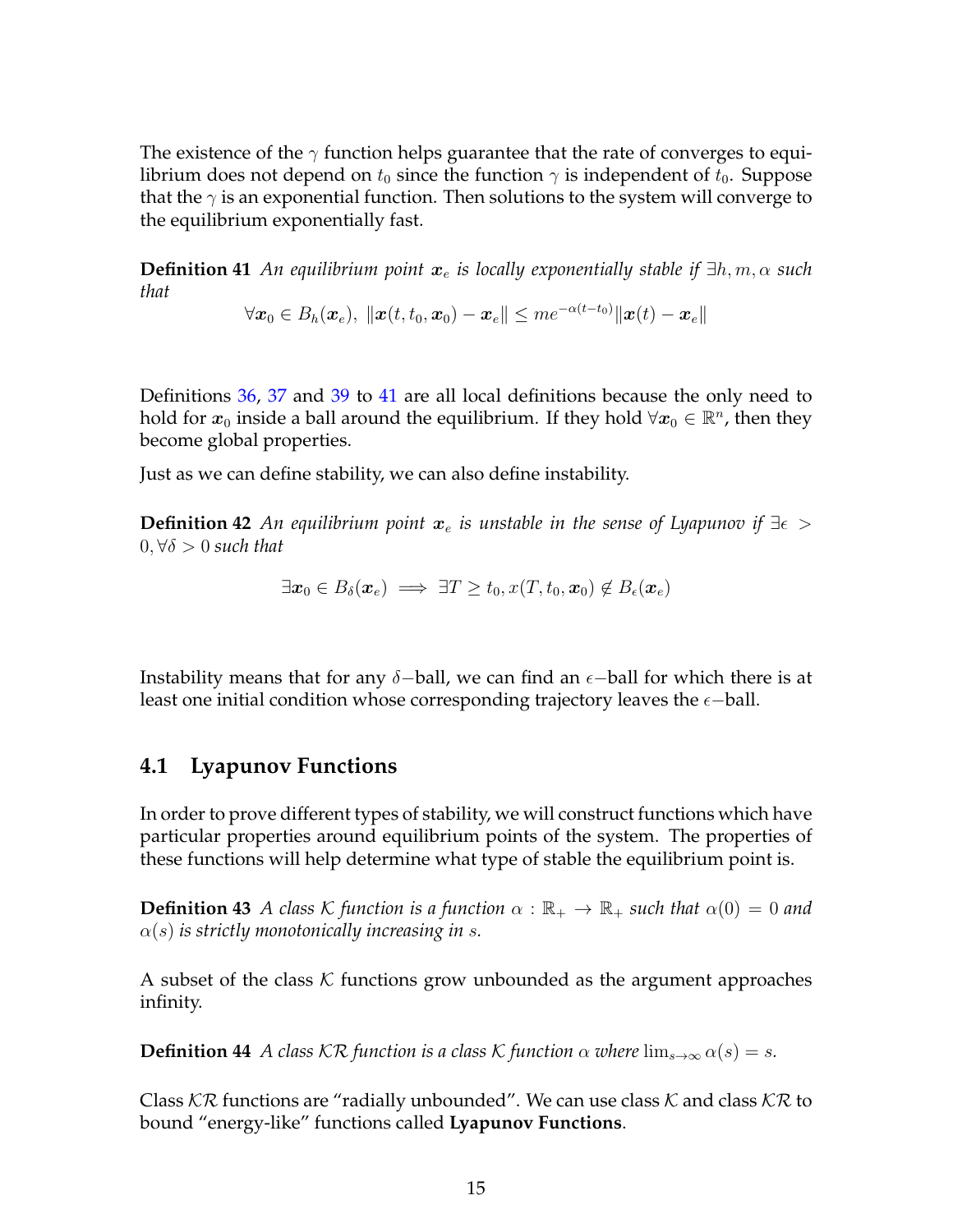The existence of the $\gamma$ function helps guarantee that the rate of converges to equilibrium does not depend on $t_0$ since the function $\gamma$ is independent of $t_0$. Suppose that the $\gamma$ is an exponential function. Then solutions to the system will converge to the equilibrium exponentially fast.

**Definition 41** *An equilibrium point $\boldsymbol{x}_e$ is locally exponentially stable if $\exists h, m, \alpha$ such that*

$$\forall \boldsymbol{x}_0 \in B_h(\boldsymbol{x}_e),\ \|\boldsymbol{x}(t, t_0, \boldsymbol{x}_0) - \boldsymbol{x}_e\| \leq me^{-\alpha(t-t_0)}\|\boldsymbol{x}(t) - \boldsymbol{x}_e\|$$

Definitions 36, 37 and 39 to 41 are all local definitions because the only need to hold for $\boldsymbol{x}_0$ inside a ball around the equilibrium. If they hold $\forall \boldsymbol{x}_0 \in \mathbb{R}^n$, then they become global properties.

Just as we can define stability, we can also define instability.

**Definition 42** *An equilibrium point $\boldsymbol{x}_e$ is unstable in the sense of Lyapunov if $\exists \epsilon > 0, \forall \delta > 0$ such that*

$$\exists \boldsymbol{x}_0 \in B_\delta(\boldsymbol{x}_e) \implies \exists T \geq t_0, x(T, t_0, \boldsymbol{x}_0) \notin B_\epsilon(\boldsymbol{x}_e)$$

Instability means that for any $\delta-$ball, we can find an $\epsilon-$ball for which there is at least one initial condition whose corresponding trajectory leaves the $\epsilon-$ball.

## 4.1 Lyapunov Functions

In order to prove different types of stability, we will construct functions which have particular properties around equilibrium points of the system. The properties of these functions will help determine what type of stable the equilibrium point is.

**Definition 43** *A class $\mathcal{K}$ function is a function $\alpha : \mathbb{R}_+ \to \mathbb{R}_+$ such that $\alpha(0) = 0$ and $\alpha(s)$ is strictly monotonically increasing in $s$.*

A subset of the class $\mathcal{K}$ functions grow unbounded as the argument approaches infinity.

**Definition 44** *A class $\mathcal{KR}$ function is a class $\mathcal{K}$ function $\alpha$ where $\lim_{s\to\infty} \alpha(s) = s$.*

Class $\mathcal{KR}$ functions are "radially unbounded". We can use class $\mathcal{K}$ and class $\mathcal{KR}$ to bound "energy-like" functions called **Lyapunov Functions**.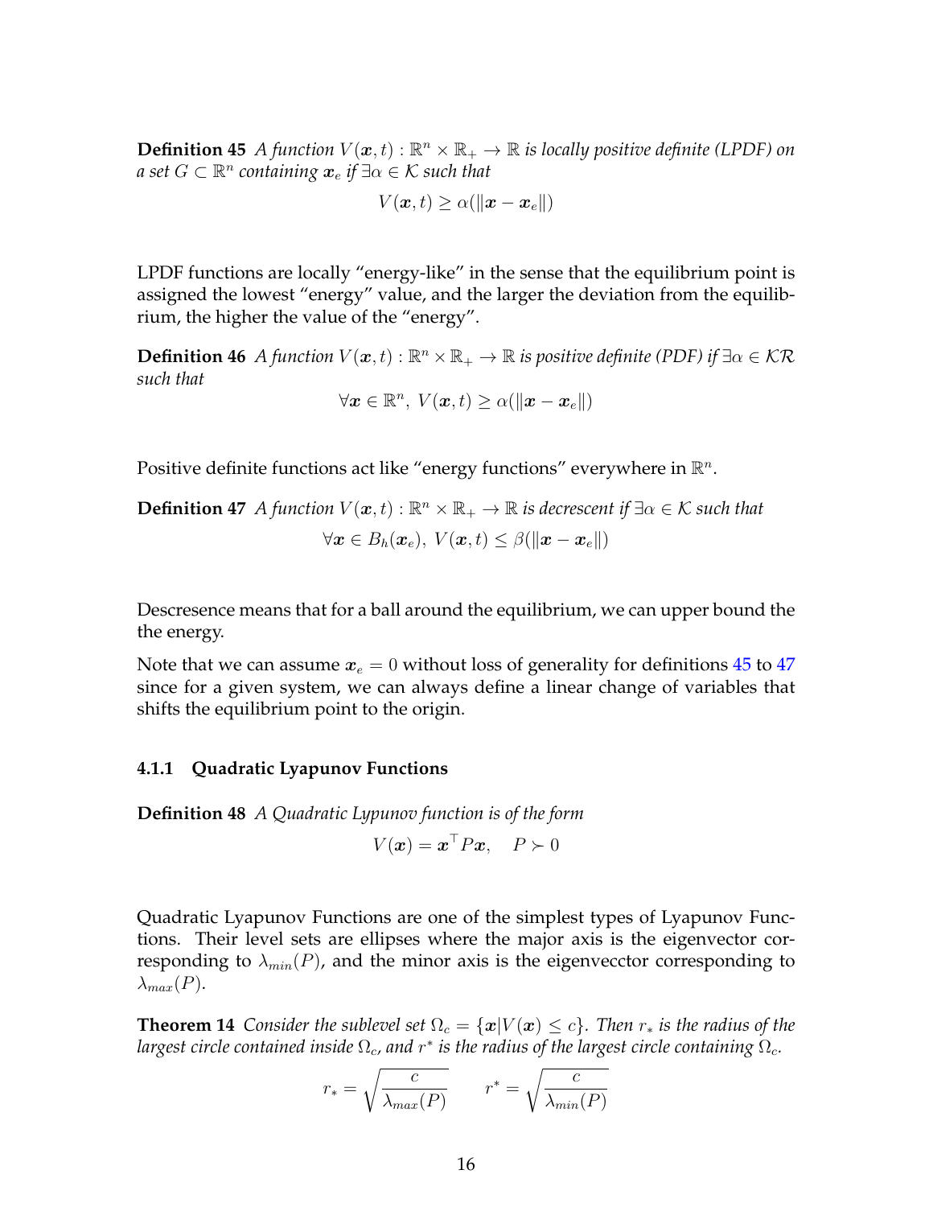**Definition 45** *A function $V(\boldsymbol{x}, t) : \mathbb{R}^n \times \mathbb{R}_+ \to \mathbb{R}$ is locally positive definite (LPDF) on a set $G \subset \mathbb{R}^n$ containing $\boldsymbol{x}_e$ if $\exists \alpha \in \mathcal{K}$ such that*

$$V(\boldsymbol{x}, t) \geq \alpha(\|\boldsymbol{x} - \boldsymbol{x}_e\|)$$

LPDF functions are locally "energy-like" in the sense that the equilibrium point is assigned the lowest "energy" value, and the larger the deviation from the equilibrium, the higher the value of the "energy".

**Definition 46** *A function $V(\boldsymbol{x}, t) : \mathbb{R}^n \times \mathbb{R}_+ \to \mathbb{R}$ is positive definite (PDF) if $\exists \alpha \in \mathcal{KR}$ such that*

$$\forall \boldsymbol{x} \in \mathbb{R}^n, \; V(\boldsymbol{x}, t) \geq \alpha(\|\boldsymbol{x} - \boldsymbol{x}_e\|)$$

Positive definite functions act like "energy functions" everywhere in $\mathbb{R}^n$.

**Definition 47** *A function $V(\boldsymbol{x}, t) : \mathbb{R}^n \times \mathbb{R}_+ \to \mathbb{R}$ is decrescent if $\exists \alpha \in \mathcal{K}$ such that*

$$\forall \boldsymbol{x} \in B_h(\boldsymbol{x}_e), \; V(\boldsymbol{x}, t) \leq \beta(\|\boldsymbol{x} - \boldsymbol{x}_e\|)$$

Descresence means that for a ball around the equilibrium, we can upper bound the the energy.

Note that we can assume $\boldsymbol{x}_e = 0$ without loss of generality for definitions 45 to 47 since for a given system, we can always define a linear change of variables that shifts the equilibrium point to the origin.

### 4.1.1 Quadratic Lyapunov Functions

**Definition 48** *A Quadratic Lypunov function is of the form*

$$V(\boldsymbol{x}) = \boldsymbol{x}^\top P \boldsymbol{x}, \quad P \succ 0$$

Quadratic Lyapunov Functions are one of the simplest types of Lyapunov Functions. Their level sets are ellipses where the major axis is the eigenvector corresponding to $\lambda_{min}(P)$, and the minor axis is the eigenvecctor corresponding to $\lambda_{max}(P)$.

**Theorem 14** *Consider the sublevel set $\Omega_c = \{\boldsymbol{x} | V(\boldsymbol{x}) \leq c\}$. Then $r_*$ is the radius of the largest circle contained inside $\Omega_c$, and $r^*$ is the radius of the largest circle containing $\Omega_c$.*

$$r_* = \sqrt{\frac{c}{\lambda_{max}(P)}} \qquad r^* = \sqrt{\frac{c}{\lambda_{min}(P)}}$$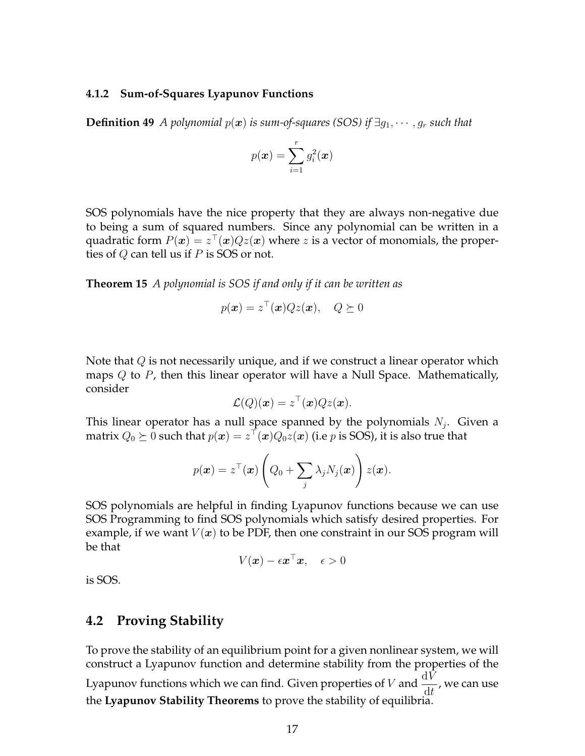### 4.1.2 Sum-of-Squares Lyapunov Functions

**Definition 49** *A polynomial $p(\boldsymbol{x})$ is sum-of-squares (SOS) if $\exists g_1, \cdots, g_r$ such that*

$$p(\boldsymbol{x}) = \sum_{i=1}^{r} g_i^2(\boldsymbol{x})$$

SOS polynomials have the nice property that they are always non-negative due to being a sum of squared numbers. Since any polynomial can be written in a quadratic form $P(\boldsymbol{x}) = z^\top(\boldsymbol{x}) Q z(\boldsymbol{x})$ where $z$ is a vector of monomials, the properties of $Q$ can tell us if $P$ is SOS or not.

**Theorem 15** *A polynomial is SOS if and only if it can be written as*

$$p(\boldsymbol{x}) = z^\top(\boldsymbol{x}) Q z(\boldsymbol{x}), \quad Q \succeq 0$$

Note that $Q$ is not necessarily unique, and if we construct a linear operator which maps $Q$ to $P$, then this linear operator will have a Null Space. Mathematically, consider

$$\mathcal{L}(Q)(\boldsymbol{x}) = z^\top(\boldsymbol{x}) Q z(\boldsymbol{x}).$$

This linear operator has a null space spanned by the polynomials $N_j$. Given a matrix $Q_0 \succeq 0$ such that $p(\boldsymbol{x}) = z^\top(\boldsymbol{x}) Q_0 z(\boldsymbol{x})$ (i.e $p$ is SOS), it is also true that

$$p(\boldsymbol{x}) = z^\top(\boldsymbol{x}) \left( Q_0 + \sum_j \lambda_j N_j(\boldsymbol{x}) \right) z(\boldsymbol{x}).$$

SOS polynomials are helpful in finding Lyapunov functions because we can use SOS Programming to find SOS polynomials which satisfy desired properties. For example, if we want $V(\boldsymbol{x})$ to be PDF, then one constraint in our SOS program will be that

$$V(\boldsymbol{x}) - \epsilon \boldsymbol{x}^\top \boldsymbol{x}, \quad \epsilon > 0$$

is SOS.

## 4.2 Proving Stability

To prove the stability of an equilibrium point for a given nonlinear system, we will construct a Lyapunov function and determine stability from the properties of the Lyapunov functions which we can find. Given properties of $V$ and $\frac{\mathrm{d}V}{\mathrm{d}t}$, we can use the **Lyapunov Stability Theorems** to prove the stability of equilibria.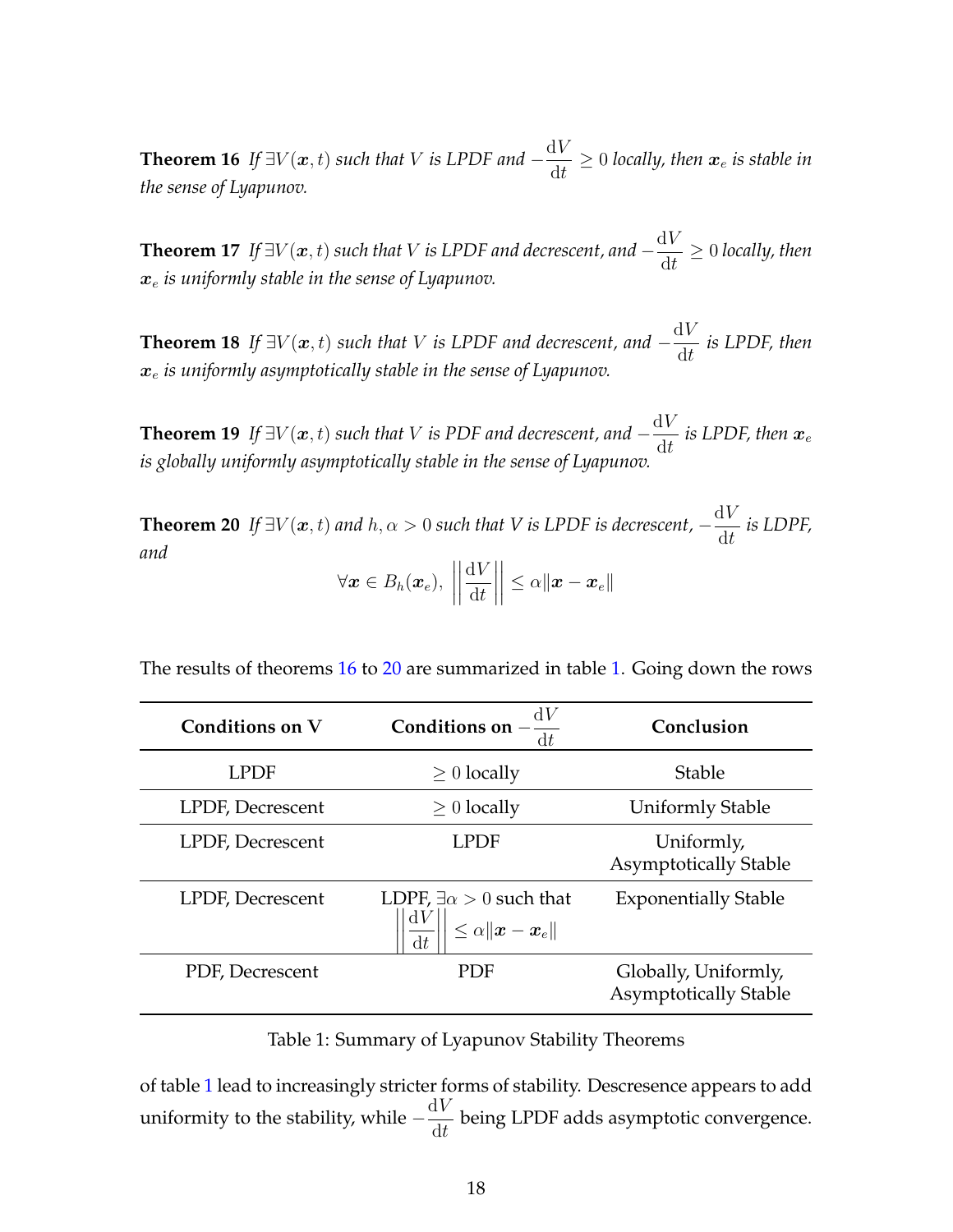**Theorem 16** *If* $\exists V(\boldsymbol{x}, t)$ *such that* $V$ *is LPDF and* $-\frac{\mathrm{d}V}{\mathrm{d}t} \geq 0$ *locally, then* $\boldsymbol{x}_e$ *is stable in the sense of Lyapunov.*

**Theorem 17** *If* $\exists V(\boldsymbol{x}, t)$ *such that* $V$ *is LPDF and decrescent, and* $-\frac{\mathrm{d}V}{\mathrm{d}t} \geq 0$ *locally, then* $\boldsymbol{x}_e$ *is uniformly stable in the sense of Lyapunov.*

**Theorem 18** *If* $\exists V(\boldsymbol{x}, t)$ *such that* $V$ *is LPDF and decrescent, and* $-\frac{\mathrm{d}V}{\mathrm{d}t}$ *is LPDF, then* $\boldsymbol{x}_e$ *is uniformly asymptotically stable in the sense of Lyapunov.*

**Theorem 19** *If* $\exists V(\boldsymbol{x}, t)$ *such that* $V$ *is PDF and decrescent, and* $-\frac{\mathrm{d}V}{\mathrm{d}t}$ *is LPDF, then* $\boldsymbol{x}_e$ *is globally uniformly asymptotically stable in the sense of Lyapunov.*

**Theorem 20** *If* $\exists V(\boldsymbol{x}, t)$ *and* $h, \alpha > 0$ *such that* $V$ *is LPDF is decrescent,* $-\frac{\mathrm{d}V}{\mathrm{d}t}$ *is LDPF, and*

$$\forall \boldsymbol{x} \in B_h(\boldsymbol{x}_e), \; \left\| \frac{\mathrm{d}V}{\mathrm{d}t} \right\| \leq \alpha \|\boldsymbol{x} - \boldsymbol{x}_e\|$$

The results of theorems 16 to 20 are summarized in table 1. Going down the rows

| Conditions on V | Conditions on $-\frac{\mathrm{d}V}{\mathrm{d}t}$ | Conclusion |
|---|---|---|
| LPDF | $\geq 0$ locally | Stable |
| LPDF, Decrescent | $\geq 0$ locally | Uniformly Stable |
| LPDF, Decrescent | LPDF | Uniformly, Asymptotically Stable |
| LPDF, Decrescent | LDPF, $\exists \alpha > 0$ such that $\left\| \frac{\mathrm{d}V}{\mathrm{d}t} \right\| \leq \alpha \|\boldsymbol{x} - \boldsymbol{x}_e\|$ | Exponentially Stable |
| PDF, Decrescent | PDF | Globally, Uniformly, Asymptotically Stable |

Table 1: Summary of Lyapunov Stability Theorems

of table 1 lead to increasingly stricter forms of stability. Descresence appears to add uniformity to the stability, while $-\frac{\mathrm{d}V}{\mathrm{d}t}$ being LPDF adds asymptotic convergence.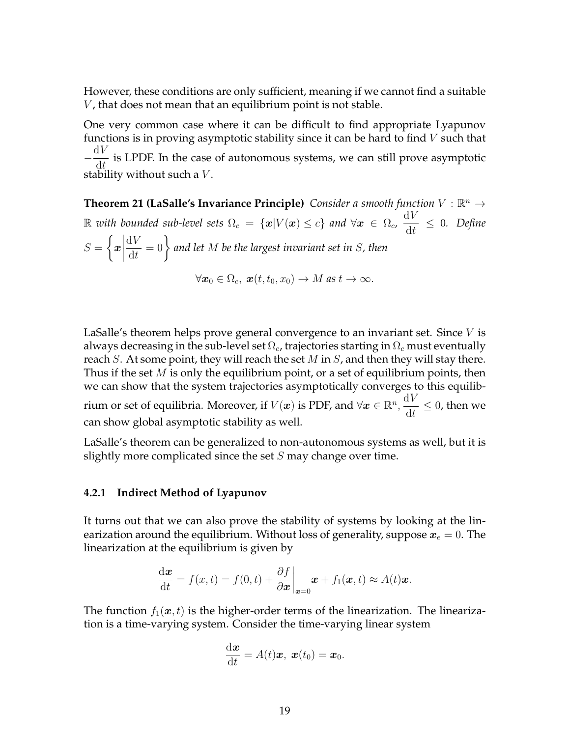However, these conditions are only sufficient, meaning if we cannot find a suitable $V$, that does not mean that an equilibrium point is not stable.

One very common case where it can be difficult to find appropriate Lyapunov functions is in proving asymptotic stability since it can be hard to find $V$ such that $-\frac{\mathrm{d}V}{\mathrm{d}t}$ is LPDF. In the case of autonomous systems, we can still prove asymptotic stability without such a $V$.

**Theorem 21 (LaSalle's Invariance Principle)** *Consider a smooth function $V : \mathbb{R}^n \to \mathbb{R}$ with bounded sub-level sets $\Omega_c = \{\boldsymbol{x} | V(\boldsymbol{x}) \leq c\}$ and $\forall \boldsymbol{x} \in \Omega_c$, $\frac{\mathrm{d}V}{\mathrm{d}t} \leq 0$. Define $S = \left\{ \boldsymbol{x} \middle| \frac{\mathrm{d}V}{\mathrm{d}t} = 0 \right\}$ and let $M$ be the largest invariant set in $S$, then*

$$\forall \boldsymbol{x}_0 \in \Omega_c,\ \boldsymbol{x}(t, t_0, x_0) \to M \text{ as } t \to \infty.$$

LaSalle's theorem helps prove general convergence to an invariant set. Since $V$ is always decreasing in the sub-level set $\Omega_c$, trajectories starting in $\Omega_c$ must eventually reach $S$. At some point, they will reach the set $M$ in $S$, and then they will stay there. Thus if the set $M$ is only the equilibrium point, or a set of equilibrium points, then we can show that the system trajectories asymptotically converges to this equilibrium or set of equilibria. Moreover, if $V(\boldsymbol{x})$ is PDF, and $\forall \boldsymbol{x} \in \mathbb{R}^n$, $\frac{\mathrm{d}V}{\mathrm{d}t} \leq 0$, then we can show global asymptotic stability as well.

LaSalle's theorem can be generalized to non-autonomous systems as well, but it is slightly more complicated since the set $S$ may change over time.

### 4.2.1 Indirect Method of Lyapunov

It turns out that we can also prove the stability of systems by looking at the linearization around the equilibrium. Without loss of generality, suppose $\boldsymbol{x}_e = 0$. The linearization at the equilibrium is given by

$$\frac{\mathrm{d}\boldsymbol{x}}{\mathrm{d}t} = f(x, t) = f(0, t) + \left.\frac{\partial f}{\partial \boldsymbol{x}}\right|_{\boldsymbol{x}=0} \boldsymbol{x} + f_1(\boldsymbol{x}, t) \approx A(t)\boldsymbol{x}.$$

The function $f_1(\boldsymbol{x}, t)$ is the higher-order terms of the linearization. The linearization is a time-varying system. Consider the time-varying linear system

$$\frac{\mathrm{d}\boldsymbol{x}}{\mathrm{d}t} = A(t)\boldsymbol{x},\ \boldsymbol{x}(t_0) = \boldsymbol{x}_0.$$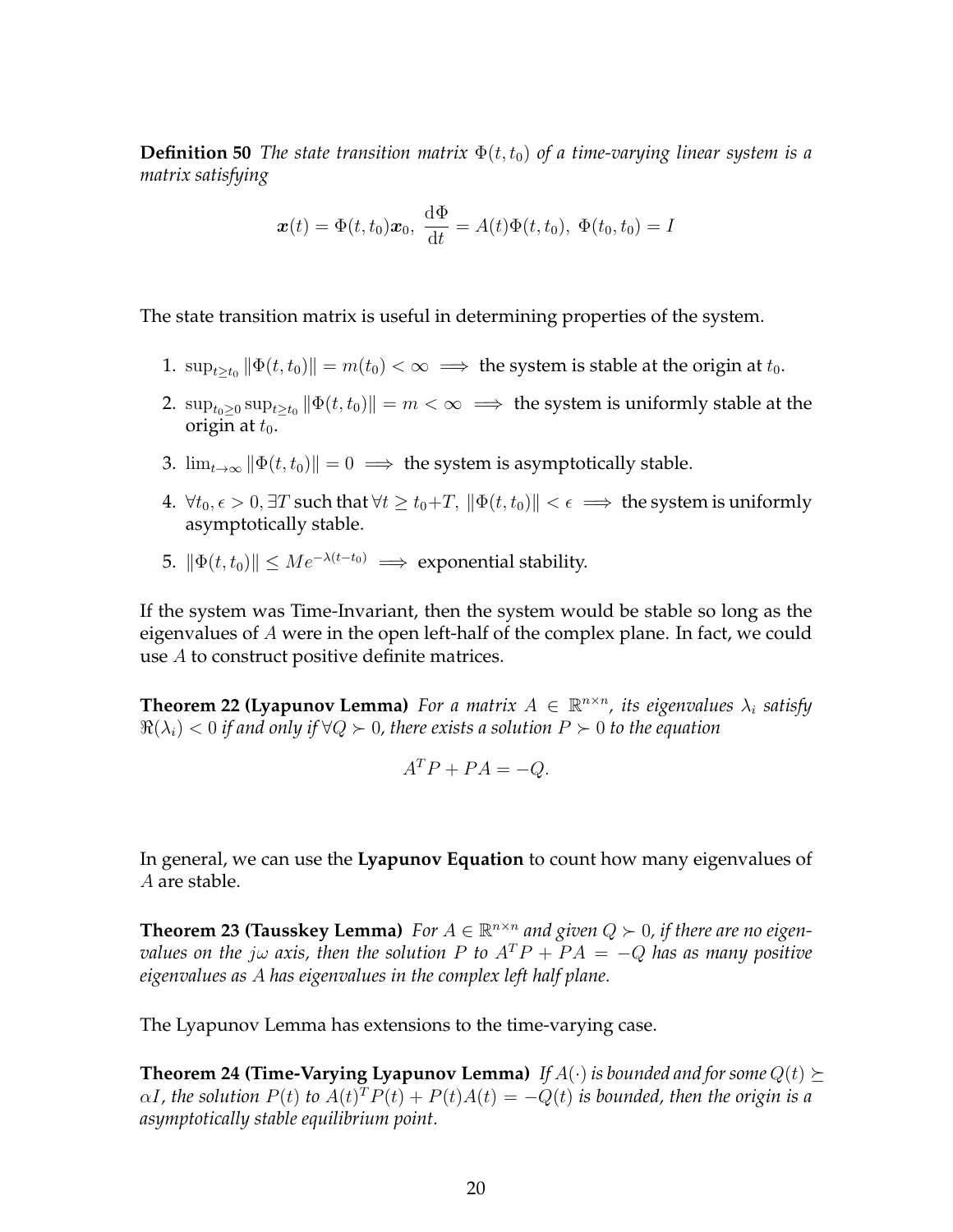**Definition 50** *The state transition matrix $\Phi(t, t_0)$ of a time-varying linear system is a matrix satisfying*

$$\boldsymbol{x}(t) = \Phi(t, t_0)\boldsymbol{x}_0,\ \frac{\mathrm{d}\Phi}{\mathrm{d}t} = A(t)\Phi(t, t_0),\ \Phi(t_0, t_0) = I$$

The state transition matrix is useful in determining properties of the system.

1. $\sup_{t \geq t_0} \|\Phi(t, t_0)\| = m(t_0) < \infty \implies$ the system is stable at the origin at $t_0$.
2. $\sup_{t_0 \geq 0} \sup_{t \geq t_0} \|\Phi(t, t_0)\| = m < \infty \implies$ the system is uniformly stable at the origin at $t_0$.
3. $\lim_{t \to \infty} \|\Phi(t, t_0)\| = 0 \implies$ the system is asymptotically stable.
4. $\forall t_0, \epsilon > 0, \exists T$ such that $\forall t \geq t_0 + T,\ \|\Phi(t, t_0)\| < \epsilon \implies$ the system is uniformly asymptotically stable.
5. $\|\Phi(t, t_0)\| \leq Me^{-\lambda(t-t_0)} \implies$ exponential stability.

If the system was Time-Invariant, then the system would be stable so long as the eigenvalues of $A$ were in the open left-half of the complex plane. In fact, we could use $A$ to construct positive definite matrices.

**Theorem 22 (Lyapunov Lemma)** *For a matrix $A \in \mathbb{R}^{n \times n}$, its eigenvalues $\lambda_i$ satisfy $\Re(\lambda_i) < 0$ if and only if $\forall Q \succ 0$, there exists a solution $P \succ 0$ to the equation*

$$A^T P + PA = -Q.$$

In general, we can use the **Lyapunov Equation** to count how many eigenvalues of $A$ are stable.

**Theorem 23 (Tausskey Lemma)** *For $A \in \mathbb{R}^{n \times n}$ and given $Q \succ 0$, if there are no eigenvalues on the $j\omega$ axis, then the solution $P$ to $A^T P + PA = -Q$ has as many positive eigenvalues as $A$ has eigenvalues in the complex left half plane.*

The Lyapunov Lemma has extensions to the time-varying case.

**Theorem 24 (Time-Varying Lyapunov Lemma)** *If $A(\cdot)$ is bounded and for some $Q(t) \succeq \alpha I$, the solution $P(t)$ to $A(t)^T P(t) + P(t)A(t) = -Q(t)$ is bounded, then the origin is a asymptotically stable equilibrium point.*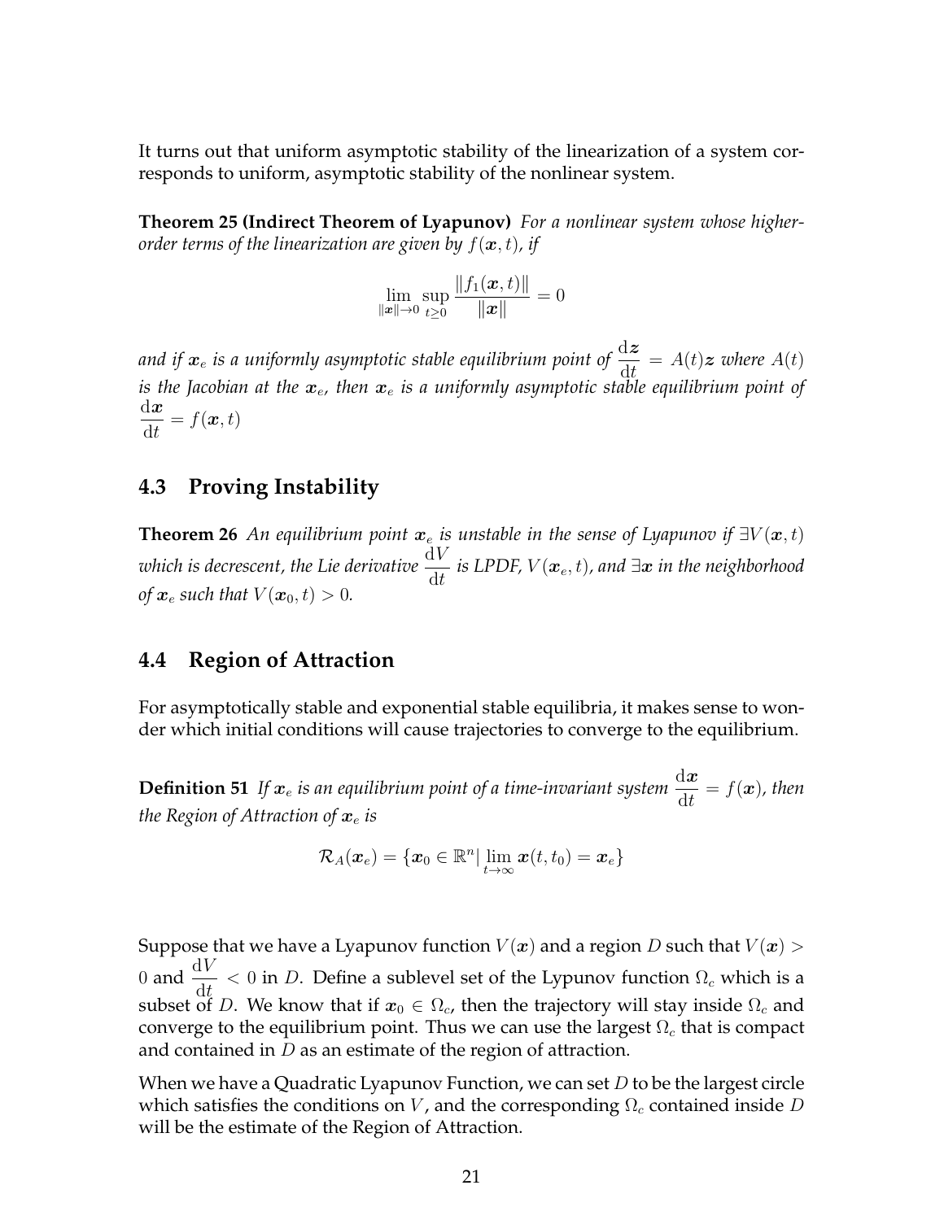It turns out that uniform asymptotic stability of the linearization of a system corresponds to uniform, asymptotic stability of the nonlinear system.

**Theorem 25 (Indirect Theorem of Lyapunov)** *For a nonlinear system whose higher-order terms of the linearization are given by $f(\boldsymbol{x}, t)$, if*

$$\lim_{\|\boldsymbol{x}\| \to 0} \sup_{t \geq 0} \frac{\|f_1(\boldsymbol{x}, t)\|}{\|\boldsymbol{x}\|} = 0$$

*and if $\boldsymbol{x}_e$ is a uniformly asymptotic stable equilibrium point of $\frac{\mathrm{d}\boldsymbol{z}}{\mathrm{d}t} = A(t)\boldsymbol{z}$ where $A(t)$ is the Jacobian at the $\boldsymbol{x}_e$, then $\boldsymbol{x}_e$ is a uniformly asymptotic stable equilibrium point of $\frac{\mathrm{d}\boldsymbol{x}}{\mathrm{d}t} = f(\boldsymbol{x}, t)$*

## 4.3 Proving Instability

**Theorem 26** *An equilibrium point $\boldsymbol{x}_e$ is unstable in the sense of Lyapunov if $\exists V(\boldsymbol{x}, t)$ which is decrescent, the Lie derivative $\frac{\mathrm{d}V}{\mathrm{d}t}$ is LPDF, $V(\boldsymbol{x}_e, t)$, and $\exists \boldsymbol{x}$ in the neighborhood of $\boldsymbol{x}_e$ such that $V(\boldsymbol{x}_0, t) > 0$.*

## 4.4 Region of Attraction

For asymptotically stable and exponential stable equilibria, it makes sense to wonder which initial conditions will cause trajectories to converge to the equilibrium.

**Definition 51** *If $\boldsymbol{x}_e$ is an equilibrium point of a time-invariant system $\frac{\mathrm{d}\boldsymbol{x}}{\mathrm{d}t} = f(\boldsymbol{x})$, then the Region of Attraction of $\boldsymbol{x}_e$ is*

$$\mathcal{R}_A(\boldsymbol{x}_e) = \{\boldsymbol{x}_0 \in \mathbb{R}^n | \lim_{t \to \infty} \boldsymbol{x}(t, t_0) = \boldsymbol{x}_e\}$$

Suppose that we have a Lyapunov function $V(\boldsymbol{x})$ and a region $D$ such that $V(\boldsymbol{x}) > 0$ and $\frac{\mathrm{d}V}{\mathrm{d}t} < 0$ in $D$. Define a sublevel set of the Lypunov function $\Omega_c$ which is a subset of $D$. We know that if $\boldsymbol{x}_0 \in \Omega_c$, then the trajectory will stay inside $\Omega_c$ and converge to the equilibrium point. Thus we can use the largest $\Omega_c$ that is compact and contained in $D$ as an estimate of the region of attraction.

When we have a Quadratic Lyapunov Function, we can set $D$ to be the largest circle which satisfies the conditions on $V$, and the corresponding $\Omega_c$ contained inside $D$ will be the estimate of the Region of Attraction.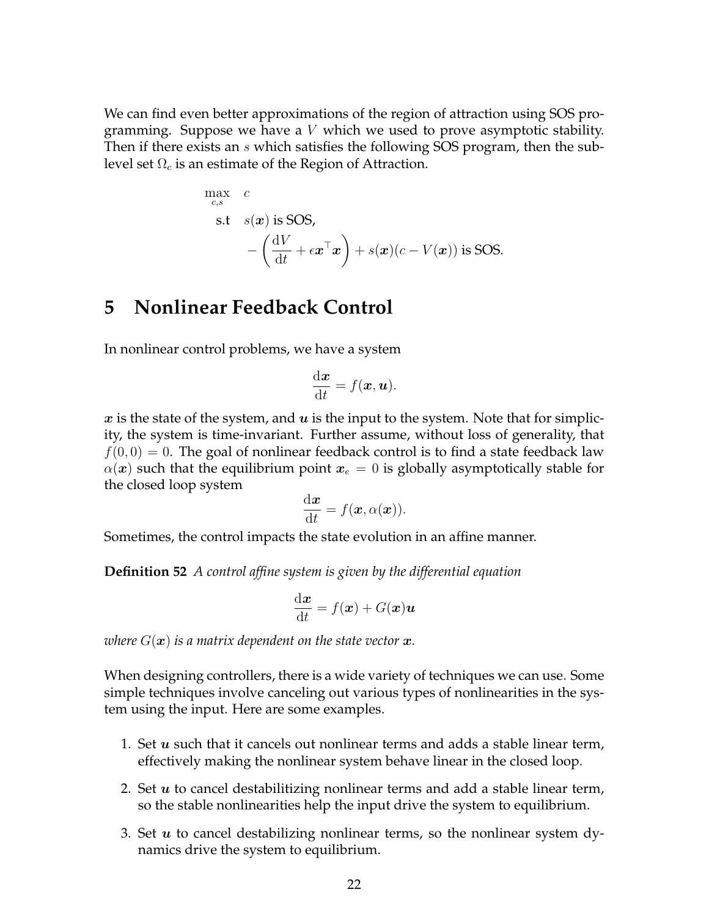We can find even better approximations of the region of attraction using SOS programming. Suppose we have a $V$ which we used to prove asymptotic stability. Then if there exists an $s$ which satisfies the following SOS program, then the sublevel set $\Omega_c$ is an estimate of the Region of Attraction.

$$
\begin{aligned}
\max_{c,s} \quad & c \\
\text{s.t} \quad & s(\boldsymbol{x}) \text{ is SOS}, \\
& -\left(\frac{\mathrm{d}V}{\mathrm{d}t} + \epsilon \boldsymbol{x}^\top \boldsymbol{x}\right) + s(\boldsymbol{x})(c - V(\boldsymbol{x})) \text{ is SOS.}
\end{aligned}
$$

# 5 Nonlinear Feedback Control

In nonlinear control problems, we have a system

$$
\frac{\mathrm{d}\boldsymbol{x}}{\mathrm{d}t} = f(\boldsymbol{x}, \boldsymbol{u}).
$$

$\boldsymbol{x}$ is the state of the system, and $\boldsymbol{u}$ is the input to the system. Note that for simplicity, the system is time-invariant. Further assume, without loss of generality, that $f(0,0) = 0$. The goal of nonlinear feedback control is to find a state feedback law $\alpha(\boldsymbol{x})$ such that the equilibrium point $\boldsymbol{x}_e = 0$ is globally asymptotically stable for the closed loop system

$$
\frac{\mathrm{d}\boldsymbol{x}}{\mathrm{d}t} = f(\boldsymbol{x}, \alpha(\boldsymbol{x})).
$$

Sometimes, the control impacts the state evolution in an affine manner.

**Definition 52** *A control affine system is given by the differential equation*

$$
\frac{\mathrm{d}\boldsymbol{x}}{\mathrm{d}t} = f(\boldsymbol{x}) + G(\boldsymbol{x})\boldsymbol{u}
$$

*where $G(\boldsymbol{x})$ is a matrix dependent on the state vector $\boldsymbol{x}$.*

When designing controllers, there is a wide variety of techniques we can use. Some simple techniques involve canceling out various types of nonlinearities in the system using the input. Here are some examples.

1. Set $\boldsymbol{u}$ such that it cancels out nonlinear terms and adds a stable linear term, effectively making the nonlinear system behave linear in the closed loop.
2. Set $\boldsymbol{u}$ to cancel destabilizing nonlinear terms and add a stable linear term, so the stable nonlinearities help the input drive the system to equilibrium.
3. Set $\boldsymbol{u}$ to cancel destabilizing nonlinear terms, so the nonlinear system dynamics drive the system to equilibrium.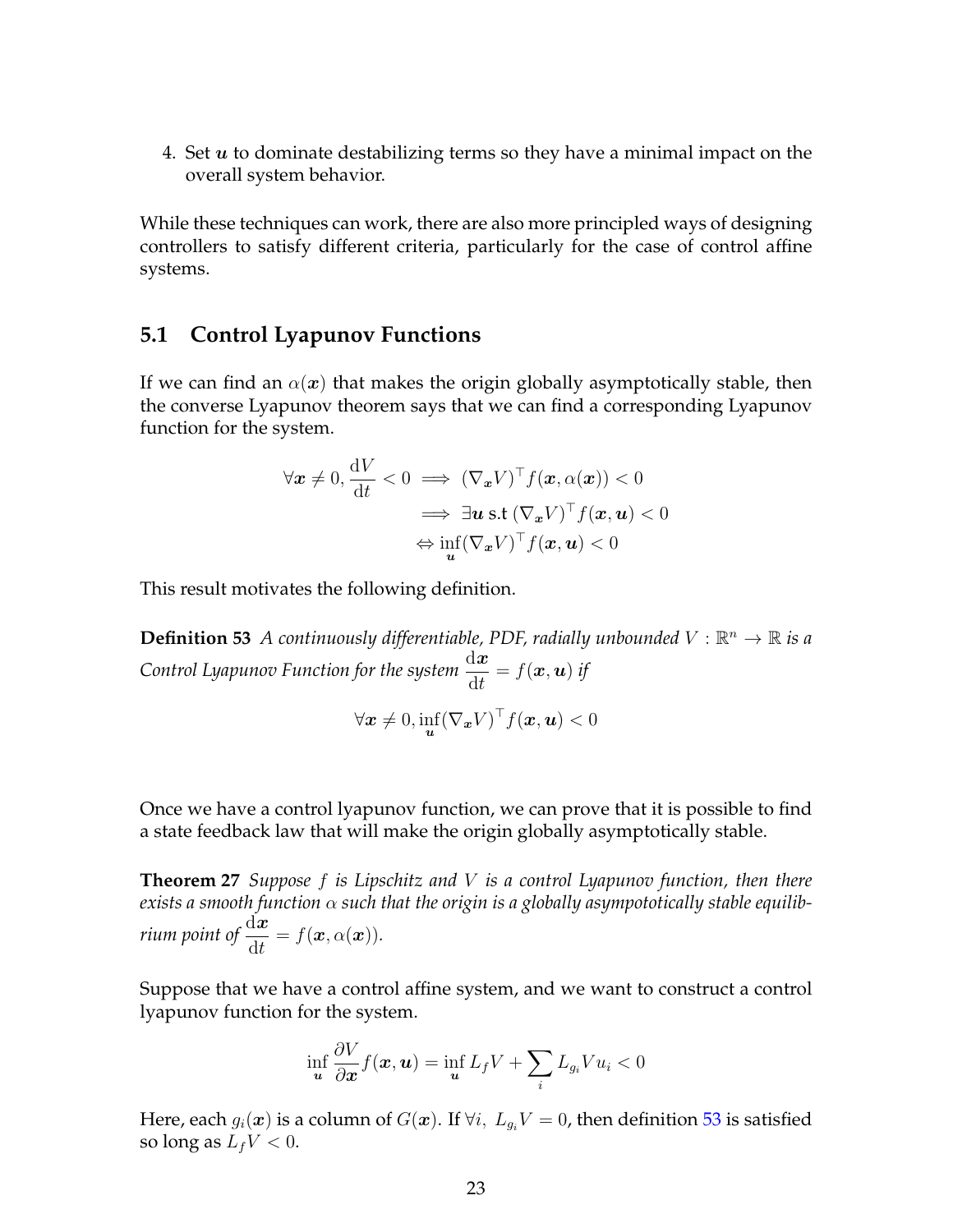4. Set $\boldsymbol{u}$ to dominate destabilizing terms so they have a minimal impact on the overall system behavior.

While these techniques can work, there are also more principled ways of designing controllers to satisfy different criteria, particularly for the case of control affine systems.

## 5.1 Control Lyapunov Functions

If we can find an $\alpha(\boldsymbol{x})$ that makes the origin globally asymptotically stable, then the converse Lyapunov theorem says that we can find a corresponding Lyapunov function for the system.

$$\begin{aligned}
\forall \boldsymbol{x} \neq 0, \frac{\mathrm{d}V}{\mathrm{d}t} < 0 &\implies (\nabla_{\boldsymbol{x}} V)^\top f(\boldsymbol{x}, \alpha(\boldsymbol{x})) < 0 \\
&\implies \exists \boldsymbol{u} \text{ s.t } (\nabla_{\boldsymbol{x}} V)^\top f(\boldsymbol{x}, \boldsymbol{u}) < 0 \\
&\Leftrightarrow \inf_{\boldsymbol{u}} (\nabla_{\boldsymbol{x}} V)^\top f(\boldsymbol{x}, \boldsymbol{u}) < 0
\end{aligned}$$

This result motivates the following definition.

**Definition 53** *A continuously differentiable, PDF, radially unbounded $V : \mathbb{R}^n \to \mathbb{R}$ is a Control Lyapunov Function for the system $\frac{\mathrm{d}\boldsymbol{x}}{\mathrm{d}t} = f(\boldsymbol{x}, \boldsymbol{u})$ if*

$$\forall \boldsymbol{x} \neq 0, \inf_{\boldsymbol{u}} (\nabla_{\boldsymbol{x}} V)^\top f(\boldsymbol{x}, \boldsymbol{u}) < 0$$

Once we have a control lyapunov function, we can prove that it is possible to find a state feedback law that will make the origin globally asymptotically stable.

**Theorem 27** *Suppose $f$ is Lipschitz and $V$ is a control Lyapunov function, then there exists a smooth function $\alpha$ such that the origin is a globally asympototically stable equilibrium point of $\frac{\mathrm{d}\boldsymbol{x}}{\mathrm{d}t} = f(\boldsymbol{x}, \alpha(\boldsymbol{x}))$.*

Suppose that we have a control affine system, and we want to construct a control lyapunov function for the system.

$$\inf_{\boldsymbol{u}} \frac{\partial V}{\partial \boldsymbol{x}} f(\boldsymbol{x}, \boldsymbol{u}) = \inf_{\boldsymbol{u}} L_f V + \sum_i L_{g_i} V u_i < 0$$

Here, each $g_i(\boldsymbol{x})$ is a column of $G(\boldsymbol{x})$. If $\forall i,\ L_{g_i} V = 0$, then definition 53 is satisfied so long as $L_f V < 0$.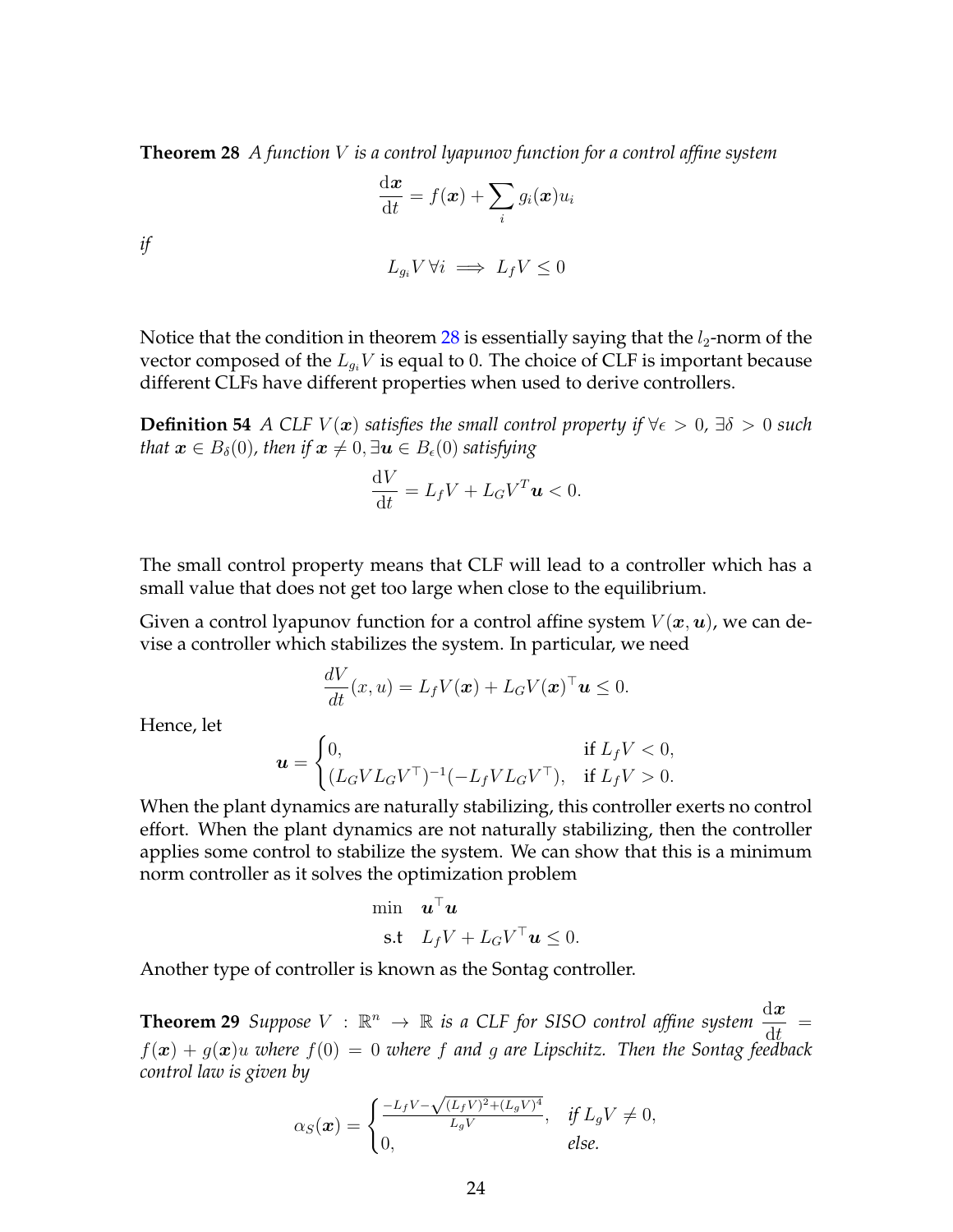**Theorem 28** *A function $V$ is a control lyapunov function for a control affine system*

$$\frac{\mathrm{d}\boldsymbol{x}}{\mathrm{d}t} = f(\boldsymbol{x}) + \sum_i g_i(\boldsymbol{x}) u_i$$

*if*

$$L_{g_i} V \, \forall i \implies L_f V \leq 0$$

Notice that the condition in theorem 28 is essentially saying that the $l_2$-norm of the vector composed of the $L_{g_i} V$ is equal to 0. The choice of CLF is important because different CLFs have different properties when used to derive controllers.

**Definition 54** *A CLF $V(\boldsymbol{x})$ satisfies the small control property if $\forall \epsilon > 0$, $\exists \delta > 0$ such that $\boldsymbol{x} \in B_\delta(0)$, then if $\boldsymbol{x} \neq 0, \exists \boldsymbol{u} \in B_\epsilon(0)$ satisfying*

$$\frac{\mathrm{d}V}{\mathrm{d}t} = L_f V + L_G V^T \boldsymbol{u} < 0.$$

The small control property means that CLF will lead to a controller which has a small value that does not get too large when close to the equilibrium.

Given a control lyapunov function for a control affine system $V(\boldsymbol{x}, \boldsymbol{u})$, we can devise a controller which stabilizes the system. In particular, we need

$$\frac{dV}{dt}(x, u) = L_f V(\boldsymbol{x}) + L_G V(\boldsymbol{x})^\top \boldsymbol{u} \leq 0.$$

Hence, let

$$\boldsymbol{u} = \begin{cases} 0, & \text{if } L_f V < 0, \\ (L_G V L_G V^\top)^{-1}(-L_f V L_G V^\top), & \text{if } L_f V > 0. \end{cases}$$

When the plant dynamics are naturally stabilizing, this controller exerts no control effort. When the plant dynamics are not naturally stabilizing, then the controller applies some control to stabilize the system. We can show that this is a minimum norm controller as it solves the optimization problem

$$\begin{aligned} \min \quad & \boldsymbol{u}^\top \boldsymbol{u} \\ \text{s.t} \quad & L_f V + L_G V^\top \boldsymbol{u} \leq 0. \end{aligned}$$

Another type of controller is known as the Sontag controller.

**Theorem 29** *Suppose $V : \mathbb{R}^n \to \mathbb{R}$ is a CLF for SISO control affine system $\frac{\mathrm{d}\boldsymbol{x}}{\mathrm{d}t} = f(\boldsymbol{x}) + g(\boldsymbol{x})u$ where $f(0) = 0$ where $f$ and $g$ are Lipschitz. Then the Sontag feedback control law is given by*

$$\alpha_S(\boldsymbol{x}) = \begin{cases} \frac{-L_f V - \sqrt{(L_f V)^2 + (L_g V)^4}}{L_g V}, & \text{if } L_g V \neq 0, \\ 0, & \text{else.} \end{cases}$$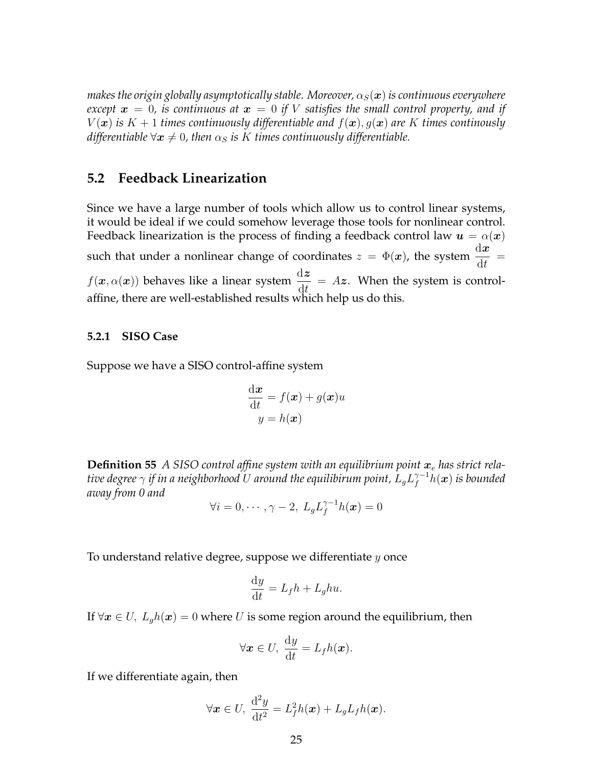*makes the origin globally asymptotically stable. Moreover, $\alpha_S(\boldsymbol{x})$ is continuous everywhere except $\boldsymbol{x} = 0$, is continuous at $\boldsymbol{x} = 0$ if $V$ satisfies the small control property, and if $V(\boldsymbol{x})$ is $K+1$ times continuously differentiable and $f(\boldsymbol{x}), g(\boldsymbol{x})$ are $K$ times continously differentiable $\forall \boldsymbol{x} \neq 0$, then $\alpha_S$ is $K$ times continuously differentiable.*

## 5.2 Feedback Linearization

Since we have a large number of tools which allow us to control linear systems, it would be ideal if we could somehow leverage those tools for nonlinear control. Feedback linearization is the process of finding a feedback control law $\boldsymbol{u} = \alpha(\boldsymbol{x})$ such that under a nonlinear change of coordinates $z = \Phi(\boldsymbol{x})$, the system $\frac{\mathrm{d}\boldsymbol{x}}{\mathrm{d}t} = f(\boldsymbol{x}, \alpha(\boldsymbol{x}))$ behaves like a linear system $\frac{\mathrm{d}\boldsymbol{z}}{\mathrm{d}t} = A\boldsymbol{z}$. When the system is control-affine, there are well-established results which help us do this.

### 5.2.1 SISO Case

Suppose we have a SISO control-affine system

$$
\begin{aligned}
\frac{\mathrm{d}\boldsymbol{x}}{\mathrm{d}t} &= f(\boldsymbol{x}) + g(\boldsymbol{x})u \\
y &= h(\boldsymbol{x})
\end{aligned}
$$

**Definition 55** *A SISO control affine system with an equilibrium point $\boldsymbol{x}_e$ has strict relative degree $\gamma$ if in a neighborhood $U$ around the equilibirum point, $L_gL_f^{\gamma-1}h(\boldsymbol{x})$ is bounded away from 0 and*

$$
\forall i = 0, \cdots, \gamma - 2,\ L_gL_f^{\gamma-1}h(\boldsymbol{x}) = 0
$$

To understand relative degree, suppose we differentiate $y$ once

$$
\frac{\mathrm{d}y}{\mathrm{d}t} = L_fh + L_ghu.
$$

If $\forall \boldsymbol{x} \in U,\ L_gh(\boldsymbol{x}) = 0$ where $U$ is some region around the equilibrium, then

$$
\forall \boldsymbol{x} \in U,\ \frac{\mathrm{d}y}{\mathrm{d}t} = L_fh(\boldsymbol{x}).
$$

If we differentiate again, then

$$
\forall \boldsymbol{x} \in U,\ \frac{\mathrm{d}^2y}{\mathrm{d}t^2} = L_f^2h(\boldsymbol{x}) + L_gL_fh(\boldsymbol{x}).
$$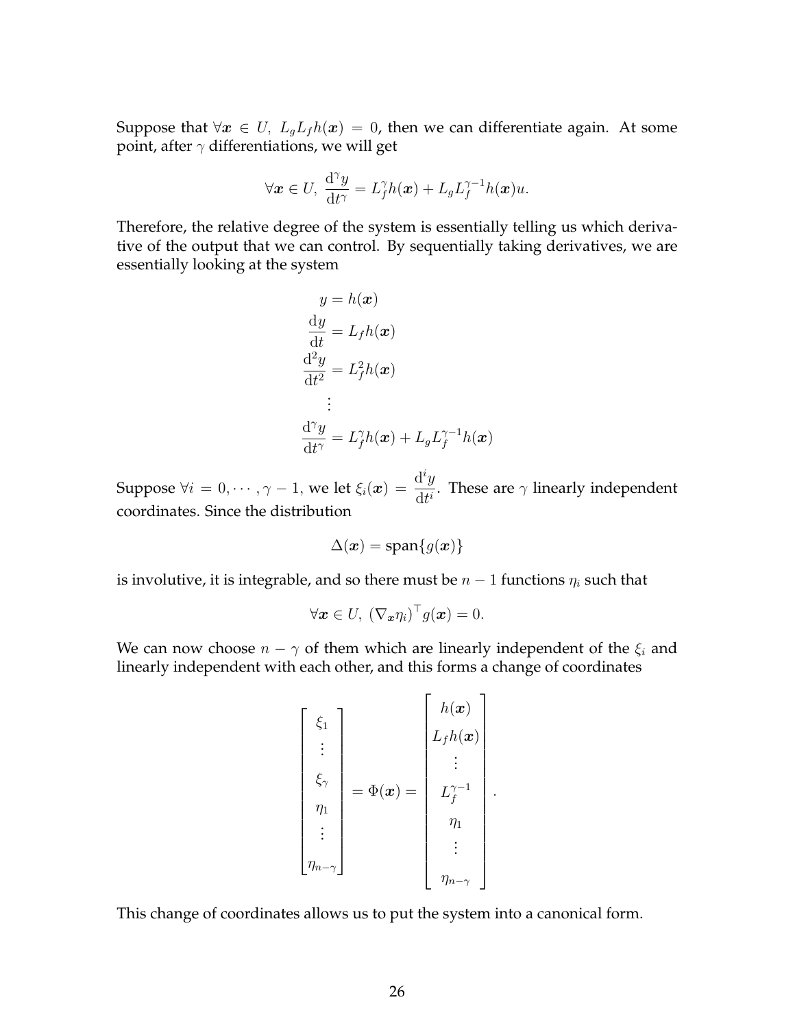Suppose that $\forall \boldsymbol{x} \in U,\ L_g L_f h(\boldsymbol{x}) = 0$, then we can differentiate again. At some point, after $\gamma$ differentiations, we will get

$$\forall \boldsymbol{x} \in U,\ \frac{\mathrm{d}^\gamma y}{\mathrm{d}t^\gamma} = L_f^\gamma h(\boldsymbol{x}) + L_g L_f^{\gamma-1} h(\boldsymbol{x}) u.$$

Therefore, the relative degree of the system is essentially telling us which derivative of the output that we can control. By sequentially taking derivatives, we are essentially looking at the system

$$\begin{aligned}
y &= h(\boldsymbol{x}) \\
\frac{\mathrm{d}y}{\mathrm{d}t} &= L_f h(\boldsymbol{x}) \\
\frac{\mathrm{d}^2 y}{\mathrm{d}t^2} &= L_f^2 h(\boldsymbol{x}) \\
&\vdots \\
\frac{\mathrm{d}^\gamma y}{\mathrm{d}t^\gamma} &= L_f^\gamma h(\boldsymbol{x}) + L_g L_f^{\gamma-1} h(\boldsymbol{x})
\end{aligned}$$

Suppose $\forall i = 0, \cdots, \gamma - 1$, we let $\xi_i(\boldsymbol{x}) = \frac{\mathrm{d}^i y}{\mathrm{d}t^i}$. These are $\gamma$ linearly independent coordinates. Since the distribution

$$\Delta(\boldsymbol{x}) = \operatorname{span}\{g(\boldsymbol{x})\}$$

is involutive, it is integrable, and so there must be $n-1$ functions $\eta_i$ such that

$$\forall \boldsymbol{x} \in U,\ (\nabla_{\boldsymbol{x}} \eta_i)^\top g(\boldsymbol{x}) = 0.$$

We can now choose $n - \gamma$ of them which are linearly independent of the $\xi_i$ and linearly independent with each other, and this forms a change of coordinates

$$\begin{bmatrix} \xi_1 \\ \vdots \\ \xi_\gamma \\ \eta_1 \\ \vdots \\ \eta_{n-\gamma} \end{bmatrix} = \Phi(\boldsymbol{x}) = \begin{bmatrix} h(\boldsymbol{x}) \\ L_f h(\boldsymbol{x}) \\ \vdots \\ L_f^{\gamma-1} \\ \eta_1 \\ \vdots \\ \eta_{n-\gamma} \end{bmatrix}.$$

This change of coordinates allows us to put the system into a canonical form.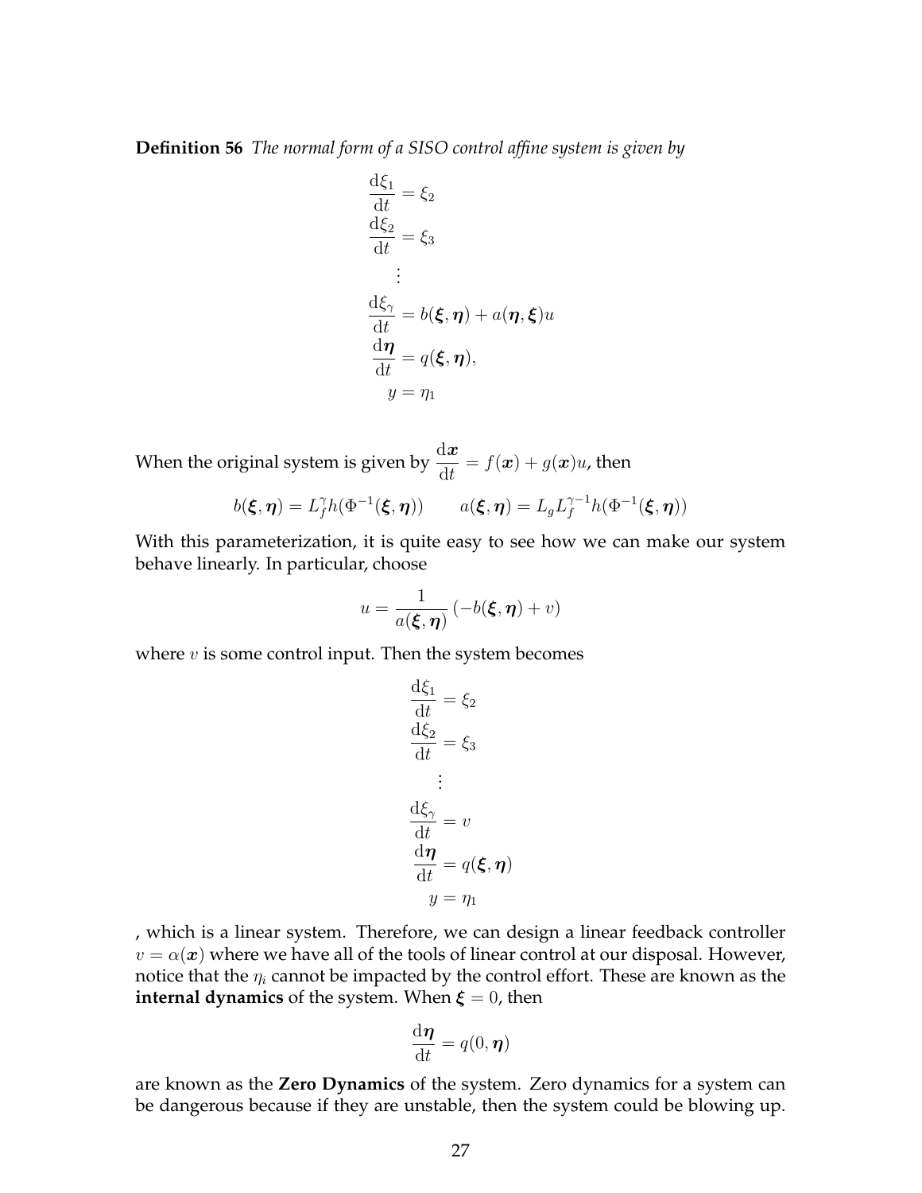**Definition 56** *The normal form of a SISO control affine system is given by*

$$
\begin{aligned}
\frac{\mathrm{d}\xi_1}{\mathrm{d}t} &= \xi_2 \\
\frac{\mathrm{d}\xi_2}{\mathrm{d}t} &= \xi_3 \\
&\vdots \\
\frac{\mathrm{d}\xi_\gamma}{\mathrm{d}t} &= b(\boldsymbol{\xi}, \boldsymbol{\eta}) + a(\boldsymbol{\eta}, \boldsymbol{\xi})u \\
\frac{\mathrm{d}\boldsymbol{\eta}}{\mathrm{d}t} &= q(\boldsymbol{\xi}, \boldsymbol{\eta}), \\
y &= \eta_1
\end{aligned}
$$

When the original system is given by $\frac{\mathrm{d}\boldsymbol{x}}{\mathrm{d}t} = f(\boldsymbol{x}) + g(\boldsymbol{x})u$, then

$$
b(\boldsymbol{\xi}, \boldsymbol{\eta}) = L_f^\gamma h(\Phi^{-1}(\boldsymbol{\xi}, \boldsymbol{\eta})) \qquad a(\boldsymbol{\xi}, \boldsymbol{\eta}) = L_g L_f^{\gamma-1} h(\Phi^{-1}(\boldsymbol{\xi}, \boldsymbol{\eta}))
$$

With this parameterization, it is quite easy to see how we can make our system behave linearly. In particular, choose

$$
u = \frac{1}{a(\boldsymbol{\xi}, \boldsymbol{\eta})} \left( -b(\boldsymbol{\xi}, \boldsymbol{\eta}) + v \right)
$$

where $v$ is some control input. Then the system becomes

$$
\begin{aligned}
\frac{\mathrm{d}\xi_1}{\mathrm{d}t} &= \xi_2 \\
\frac{\mathrm{d}\xi_2}{\mathrm{d}t} &= \xi_3 \\
&\vdots \\
\frac{\mathrm{d}\xi_\gamma}{\mathrm{d}t} &= v \\
\frac{\mathrm{d}\boldsymbol{\eta}}{\mathrm{d}t} &= q(\boldsymbol{\xi}, \boldsymbol{\eta}) \\
y &= \eta_1
\end{aligned}
$$

, which is a linear system. Therefore, we can design a linear feedback controller $v = \alpha(\boldsymbol{x})$ where we have all of the tools of linear control at our disposal. However, notice that the $\eta_i$ cannot be impacted by the control effort. These are known as the **internal dynamics** of the system. When $\boldsymbol{\xi} = 0$, then

$$
\frac{\mathrm{d}\boldsymbol{\eta}}{\mathrm{d}t} = q(0, \boldsymbol{\eta})
$$

are known as the **Zero Dynamics** of the system. Zero dynamics for a system can be dangerous because if they are unstable, then the system could be blowing up.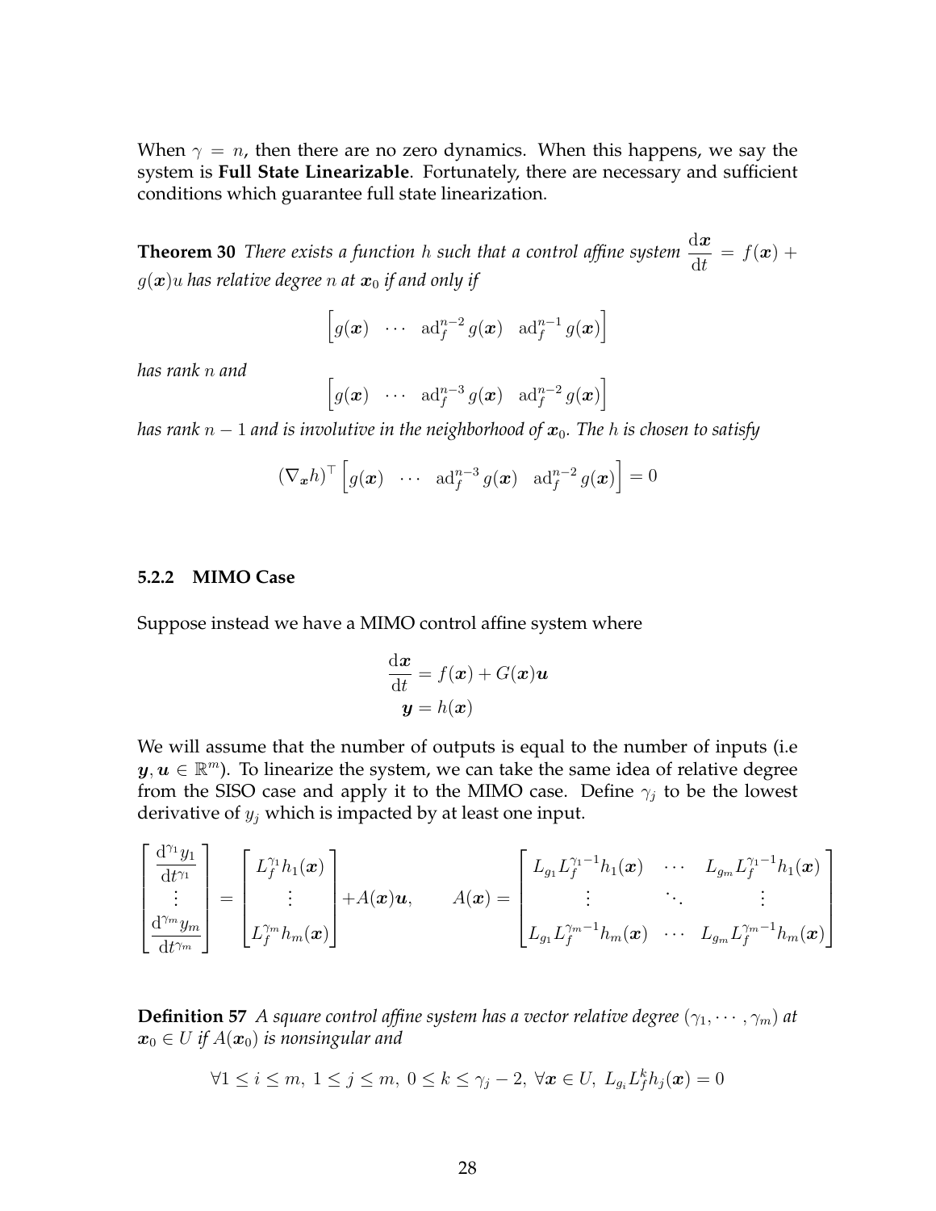When $\gamma = n$, then there are no zero dynamics. When this happens, we say the system is **Full State Linearizable**. Fortunately, there are necessary and sufficient conditions which guarantee full state linearization.

**Theorem 30** *There exists a function $h$ such that a control affine system $\frac{\mathrm{d}\boldsymbol{x}}{\mathrm{d}t} = f(\boldsymbol{x}) + g(\boldsymbol{x})u$ has relative degree $n$ at $\boldsymbol{x}_0$ if and only if*

$$\begin{bmatrix} g(\boldsymbol{x}) & \cdots & \mathrm{ad}_f^{n-2}\, g(\boldsymbol{x}) & \mathrm{ad}_f^{n-1}\, g(\boldsymbol{x}) \end{bmatrix}$$

*has rank $n$ and*

$$\begin{bmatrix} g(\boldsymbol{x}) & \cdots & \mathrm{ad}_f^{n-3}\, g(\boldsymbol{x}) & \mathrm{ad}_f^{n-2}\, g(\boldsymbol{x}) \end{bmatrix}$$

*has rank $n-1$ and is involutive in the neighborhood of $\boldsymbol{x}_0$. The $h$ is chosen to satisfy*

$$(\nabla_{\boldsymbol{x}} h)^\top \begin{bmatrix} g(\boldsymbol{x}) & \cdots & \mathrm{ad}_f^{n-3}\, g(\boldsymbol{x}) & \mathrm{ad}_f^{n-2}\, g(\boldsymbol{x}) \end{bmatrix} = 0$$

### 5.2.2 MIMO Case

Suppose instead we have a MIMO control affine system where

$$\frac{\mathrm{d}\boldsymbol{x}}{\mathrm{d}t} = f(\boldsymbol{x}) + G(\boldsymbol{x})\boldsymbol{u}$$
$$\boldsymbol{y} = h(\boldsymbol{x})$$

We will assume that the number of outputs is equal to the number of inputs (i.e $\boldsymbol{y}, \boldsymbol{u} \in \mathbb{R}^m$). To linearize the system, we can take the same idea of relative degree from the SISO case and apply it to the MIMO case. Define $\gamma_j$ to be the lowest derivative of $y_j$ which is impacted by at least one input.

$$\begin{bmatrix} \frac{\mathrm{d}^{\gamma_1} y_1}{\mathrm{d}t^{\gamma_1}} \\ \vdots \\ \frac{\mathrm{d}^{\gamma_m} y_m}{\mathrm{d}t^{\gamma_m}} \end{bmatrix} = \begin{bmatrix} L_f^{\gamma_1} h_1(\boldsymbol{x}) \\ \vdots \\ L_f^{\gamma_m} h_m(\boldsymbol{x}) \end{bmatrix} + A(\boldsymbol{x})\boldsymbol{u}, \qquad A(\boldsymbol{x}) = \begin{bmatrix} L_{g_1} L_f^{\gamma_1 - 1} h_1(\boldsymbol{x}) & \cdots & L_{g_m} L_f^{\gamma_1 - 1} h_1(\boldsymbol{x}) \\ \vdots & \ddots & \vdots \\ L_{g_1} L_f^{\gamma_m - 1} h_m(\boldsymbol{x}) & \cdots & L_{g_m} L_f^{\gamma_m - 1} h_m(\boldsymbol{x}) \end{bmatrix}$$

**Definition 57** *A square control affine system has a vector relative degree $(\gamma_1, \cdots, \gamma_m)$ at $\boldsymbol{x}_0 \in U$ if $A(\boldsymbol{x}_0)$ is nonsingular and*

$$\forall 1 \le i \le m,\ 1 \le j \le m,\ 0 \le k \le \gamma_j - 2,\ \forall \boldsymbol{x} \in U,\ L_{g_i} L_f^k h_j(\boldsymbol{x}) = 0$$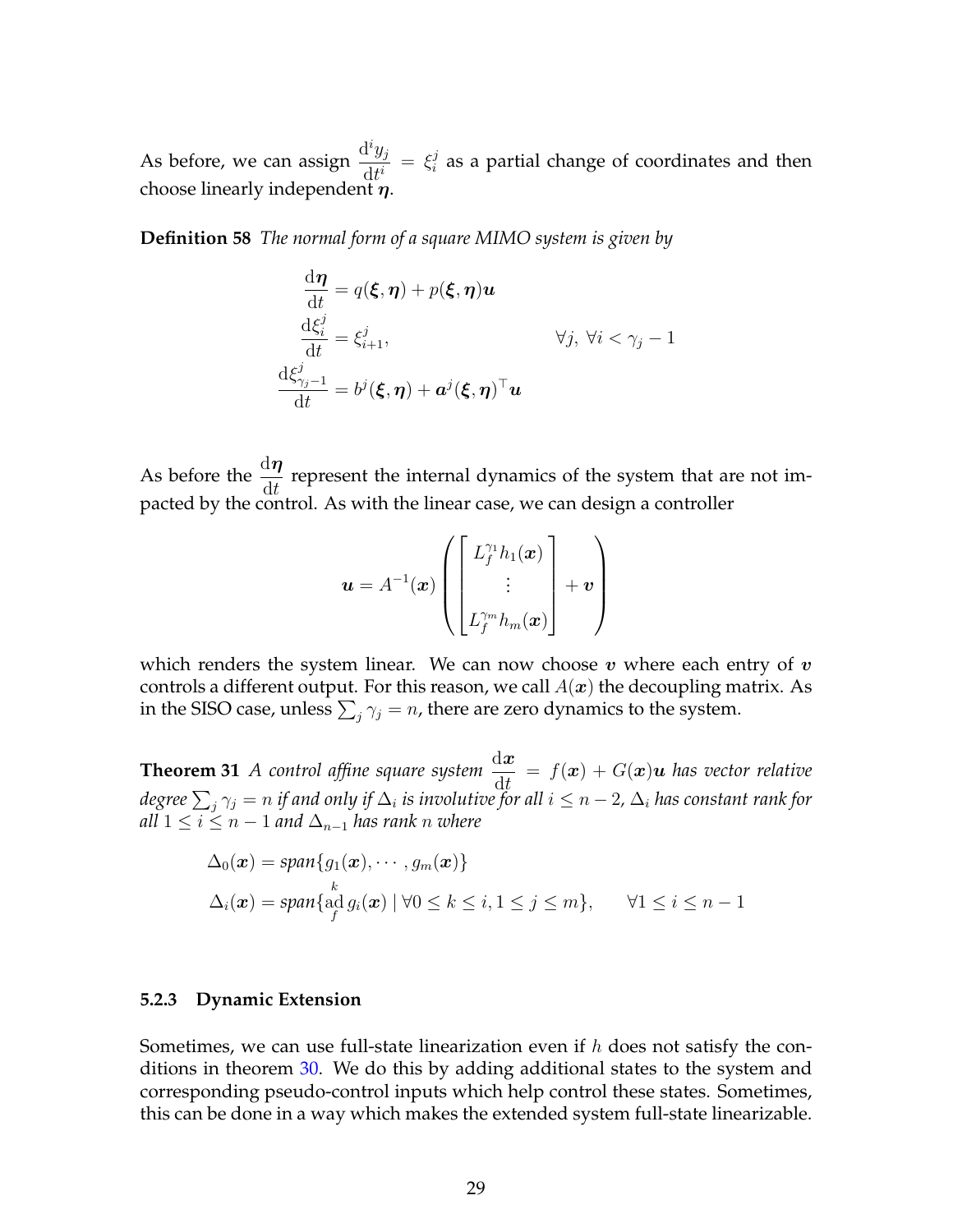As before, we can assign $\frac{\mathrm{d}^i y_j}{\mathrm{d}t^i} = \xi_i^j$ as a partial change of coordinates and then choose linearly independent $\boldsymbol{\eta}$.

**Definition 58** *The normal form of a square MIMO system is given by*

$$
\begin{aligned}
\frac{\mathrm{d}\boldsymbol{\eta}}{\mathrm{d}t} &= q(\boldsymbol{\xi}, \boldsymbol{\eta}) + p(\boldsymbol{\xi}, \boldsymbol{\eta})\boldsymbol{u} \\
\frac{\mathrm{d}\xi_i^j}{\mathrm{d}t} &= \xi_{i+1}^j, & \forall j,\ \forall i < \gamma_j - 1 \\
\frac{\mathrm{d}\xi_{\gamma_j - 1}^j}{\mathrm{d}t} &= b^j(\boldsymbol{\xi}, \boldsymbol{\eta}) + \boldsymbol{a}^j(\boldsymbol{\xi}, \boldsymbol{\eta})^\top \boldsymbol{u}
\end{aligned}
$$

As before the $\frac{\mathrm{d}\boldsymbol{\eta}}{\mathrm{d}t}$ represent the internal dynamics of the system that are not impacted by the control. As with the linear case, we can design a controller

$$
\boldsymbol{u} = A^{-1}(\boldsymbol{x}) \left( \begin{bmatrix} L_f^{\gamma_1} h_1(\boldsymbol{x}) \\ \vdots \\ L_f^{\gamma_m} h_m(\boldsymbol{x}) \end{bmatrix} + \boldsymbol{v} \right)
$$

which renders the system linear. We can now choose $\boldsymbol{v}$ where each entry of $\boldsymbol{v}$ controls a different output. For this reason, we call $A(\boldsymbol{x})$ the decoupling matrix. As in the SISO case, unless $\sum_j \gamma_j = n$, there are zero dynamics to the system.

**Theorem 31** *A control affine square system $\frac{\mathrm{d}\boldsymbol{x}}{\mathrm{d}t} = f(\boldsymbol{x}) + G(\boldsymbol{x})\boldsymbol{u}$ has vector relative degree $\sum_j \gamma_j = n$ if and only if $\Delta_i$ is involutive for all $i \leq n-2$, $\Delta_i$ has constant rank for all $1 \leq i \leq n-1$ and $\Delta_{n-1}$ has rank $n$ where*

$$
\begin{aligned}
\Delta_0(\boldsymbol{x}) &= \mathit{span}\{g_1(\boldsymbol{x}), \cdots, g_m(\boldsymbol{x})\} \\
\Delta_i(\boldsymbol{x}) &= \mathit{span}\{\overset{k}{\underset{f}{\mathrm{ad}}}\, g_i(\boldsymbol{x}) \mid \forall 0 \leq k \leq i, 1 \leq j \leq m\}, \qquad \forall 1 \leq i \leq n-1
\end{aligned}
$$

### 5.2.3 Dynamic Extension

Sometimes, we can use full-state linearization even if $h$ does not satisfy the conditions in theorem 30. We do this by adding additional states to the system and corresponding pseudo-control inputs which help control these states. Sometimes, this can be done in a way which makes the extended system full-state linearizable.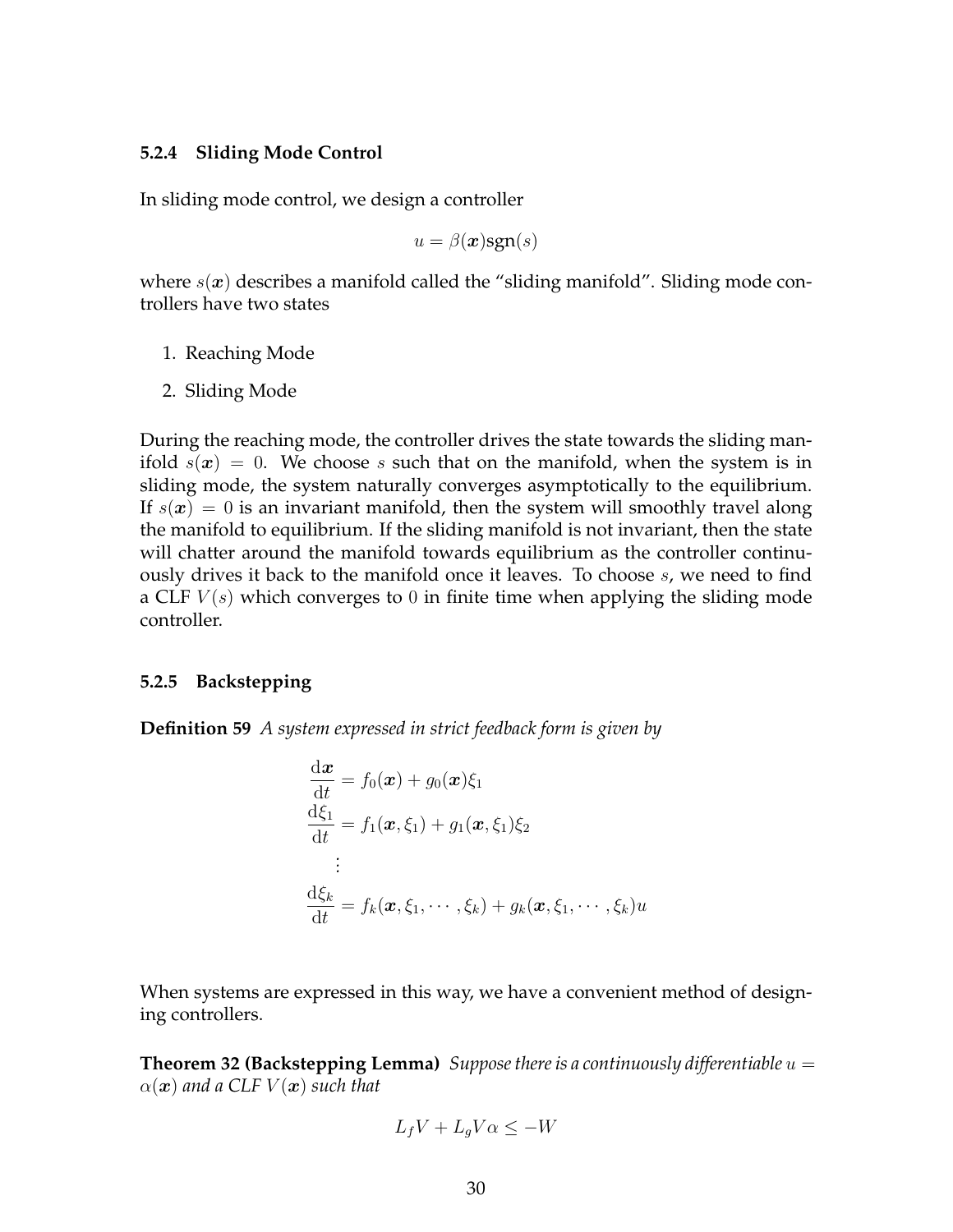### 5.2.4 Sliding Mode Control

In sliding mode control, we design a controller

$$u = \beta(\boldsymbol{x})\text{sgn}(s)$$

where $s(\boldsymbol{x})$ describes a manifold called the "sliding manifold". Sliding mode controllers have two states

1. Reaching Mode
2. Sliding Mode

During the reaching mode, the controller drives the state towards the sliding manifold $s(\boldsymbol{x}) = 0$. We choose $s$ such that on the manifold, when the system is in sliding mode, the system naturally converges asymptotically to the equilibrium. If $s(\boldsymbol{x}) = 0$ is an invariant manifold, then the system will smoothly travel along the manifold to equilibrium. If the sliding manifold is not invariant, then the state will chatter around the manifold towards equilibrium as the controller continuously drives it back to the manifold once it leaves. To choose $s$, we need to find a CLF $V(s)$ which converges to $0$ in finite time when applying the sliding mode controller.

### 5.2.5 Backstepping

**Definition 59** *A system expressed in strict feedback form is given by*

$$\begin{aligned}
\frac{\mathrm{d}\boldsymbol{x}}{\mathrm{d}t} &= f_0(\boldsymbol{x}) + g_0(\boldsymbol{x})\xi_1 \\
\frac{\mathrm{d}\xi_1}{\mathrm{d}t} &= f_1(\boldsymbol{x}, \xi_1) + g_1(\boldsymbol{x}, \xi_1)\xi_2 \\
&\vdots \\
\frac{\mathrm{d}\xi_k}{\mathrm{d}t} &= f_k(\boldsymbol{x}, \xi_1, \cdots, \xi_k) + g_k(\boldsymbol{x}, \xi_1, \cdots, \xi_k)u
\end{aligned}$$

When systems are expressed in this way, we have a convenient method of designing controllers.

**Theorem 32 (Backstepping Lemma)** *Suppose there is a continuously differentiable $u = \alpha(\boldsymbol{x})$ and a CLF $V(\boldsymbol{x})$ such that*

$$L_f V + L_g V \alpha \leq -W$$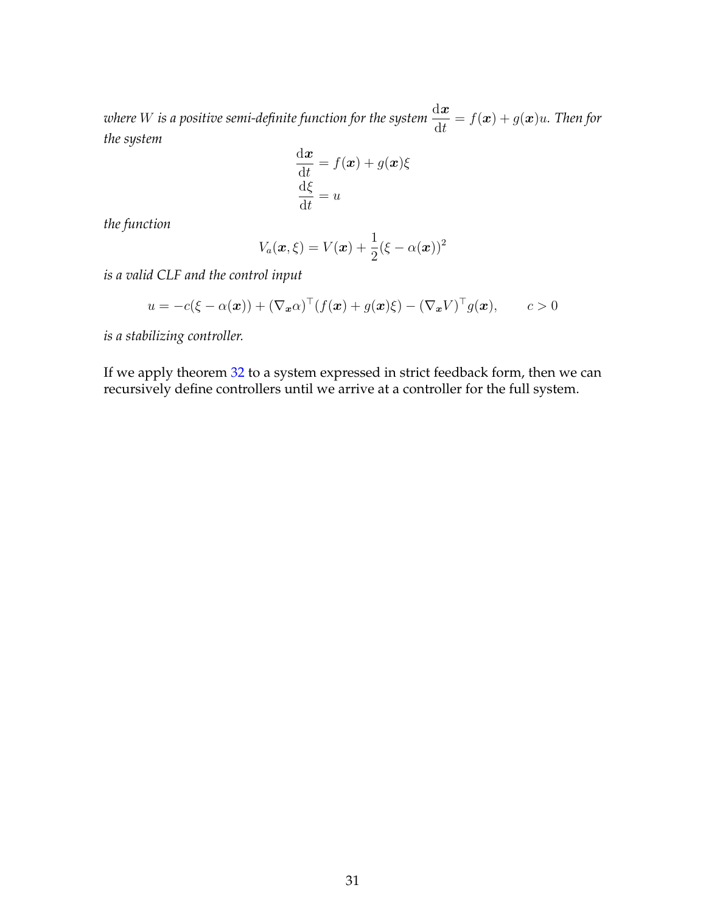*where $W$ is a positive semi-definite function for the system $\dfrac{\mathrm{d}\boldsymbol{x}}{\mathrm{d}t} = f(\boldsymbol{x}) + g(\boldsymbol{x})u$. Then for the system*

$$\begin{aligned}
\frac{\mathrm{d}\boldsymbol{x}}{\mathrm{d}t} &= f(\boldsymbol{x}) + g(\boldsymbol{x})\xi \\
\frac{\mathrm{d}\xi}{\mathrm{d}t} &= u
\end{aligned}$$

*the function*

$$V_a(\boldsymbol{x}, \xi) = V(\boldsymbol{x}) + \frac{1}{2}(\xi - \alpha(\boldsymbol{x}))^2$$

*is a valid CLF and the control input*

$$u = -c(\xi - \alpha(\boldsymbol{x})) + (\nabla_{\boldsymbol{x}}\alpha)^\top (f(\boldsymbol{x}) + g(\boldsymbol{x})\xi) - (\nabla_{\boldsymbol{x}} V)^\top g(\boldsymbol{x}), \qquad c > 0$$

*is a stabilizing controller.*

If we apply theorem 32 to a system expressed in strict feedback form, then we can recursively define controllers until we arrive at a controller for the full system.